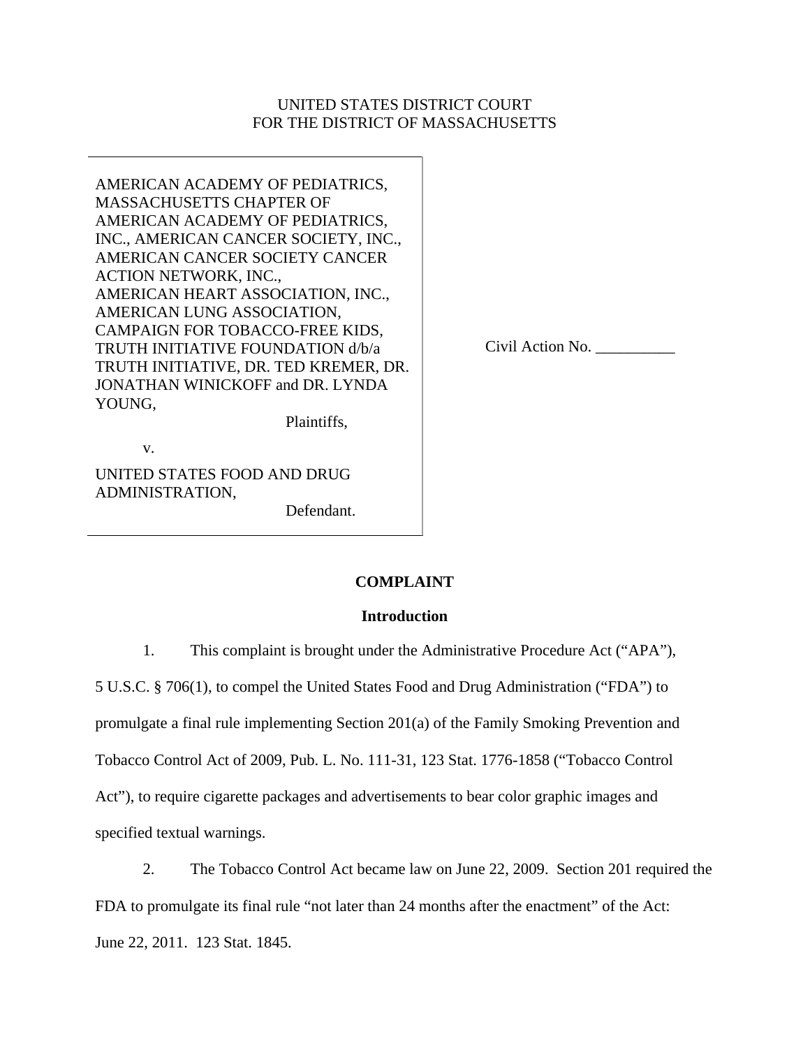UNITED STATES DISTRICT COURT
FOR THE DISTRICT OF MASSACHUSETTS

AMERICAN ACADEMY OF PEDIATRICS, MASSACHUSETTS CHAPTER OF AMERICAN ACADEMY OF PEDIATRICS, INC., AMERICAN CANCER SOCIETY, INC., AMERICAN CANCER SOCIETY CANCER ACTION NETWORK, INC., AMERICAN HEART ASSOCIATION, INC., AMERICAN LUNG ASSOCIATION, CAMPAIGN FOR TOBACCO-FREE KIDS, TRUTH INITIATIVE FOUNDATION d/b/a TRUTH INITIATIVE, DR. TED KREMER, DR. JONATHAN WINICKOFF and DR. LYNDA YOUNG,

Plaintiffs,

v.

UNITED STATES FOOD AND DRUG ADMINISTRATION,

Defendant.

Civil Action No. __________

**COMPLAINT**

**Introduction**

1. This complaint is brought under the Administrative Procedure Act ("APA"), 5 U.S.C. § 706(1), to compel the United States Food and Drug Administration ("FDA") to promulgate a final rule implementing Section 201(a) of the Family Smoking Prevention and Tobacco Control Act of 2009, Pub. L. No. 111-31, 123 Stat. 1776-1858 ("Tobacco Control Act"), to require cigarette packages and advertisements to bear color graphic images and specified textual warnings.

2. The Tobacco Control Act became law on June 22, 2009. Section 201 required the FDA to promulgate its final rule "not later than 24 months after the enactment" of the Act: June 22, 2011. 123 Stat. 1845.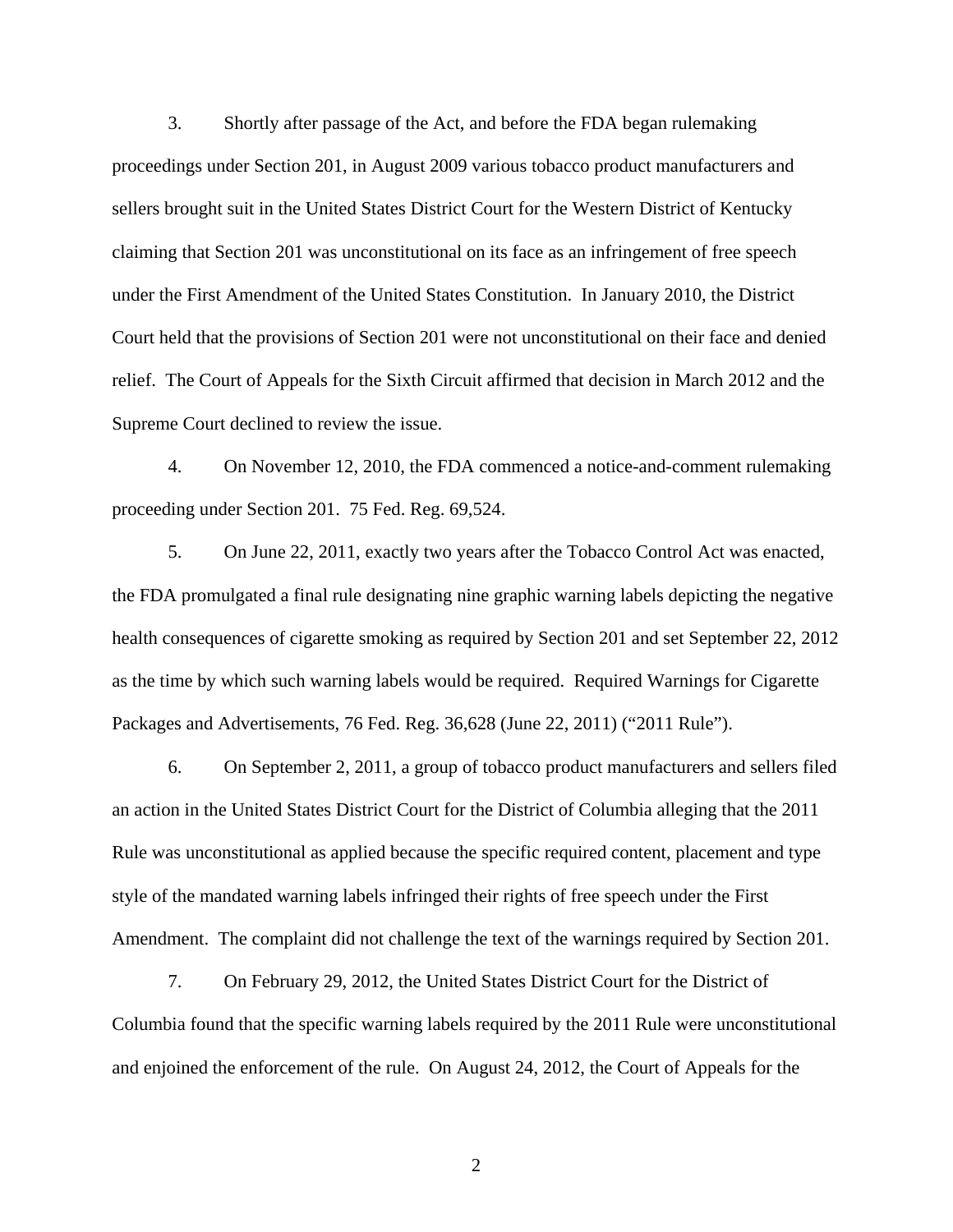3. Shortly after passage of the Act, and before the FDA began rulemaking proceedings under Section 201, in August 2009 various tobacco product manufacturers and sellers brought suit in the United States District Court for the Western District of Kentucky claiming that Section 201 was unconstitutional on its face as an infringement of free speech under the First Amendment of the United States Constitution. In January 2010, the District Court held that the provisions of Section 201 were not unconstitutional on their face and denied relief. The Court of Appeals for the Sixth Circuit affirmed that decision in March 2012 and the Supreme Court declined to review the issue.

4. On November 12, 2010, the FDA commenced a notice-and-comment rulemaking proceeding under Section 201. 75 Fed. Reg. 69,524.

5. On June 22, 2011, exactly two years after the Tobacco Control Act was enacted, the FDA promulgated a final rule designating nine graphic warning labels depicting the negative health consequences of cigarette smoking as required by Section 201 and set September 22, 2012 as the time by which such warning labels would be required. Required Warnings for Cigarette Packages and Advertisements, 76 Fed. Reg. 36,628 (June 22, 2011) ("2011 Rule").

6. On September 2, 2011, a group of tobacco product manufacturers and sellers filed an action in the United States District Court for the District of Columbia alleging that the 2011 Rule was unconstitutional as applied because the specific required content, placement and type style of the mandated warning labels infringed their rights of free speech under the First Amendment. The complaint did not challenge the text of the warnings required by Section 201.

7. On February 29, 2012, the United States District Court for the District of Columbia found that the specific warning labels required by the 2011 Rule were unconstitutional and enjoined the enforcement of the rule. On August 24, 2012, the Court of Appeals for the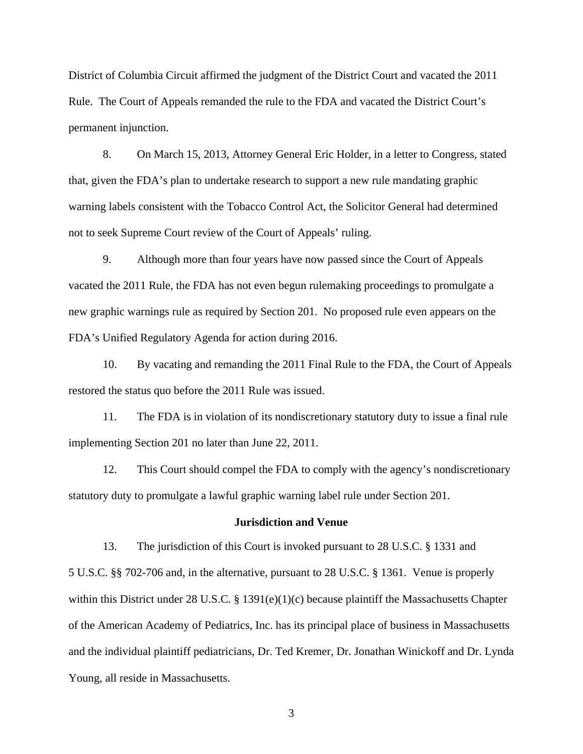District of Columbia Circuit affirmed the judgment of the District Court and vacated the 2011 Rule. The Court of Appeals remanded the rule to the FDA and vacated the District Court's permanent injunction.

8. On March 15, 2013, Attorney General Eric Holder, in a letter to Congress, stated that, given the FDA's plan to undertake research to support a new rule mandating graphic warning labels consistent with the Tobacco Control Act, the Solicitor General had determined not to seek Supreme Court review of the Court of Appeals' ruling.

9. Although more than four years have now passed since the Court of Appeals vacated the 2011 Rule, the FDA has not even begun rulemaking proceedings to promulgate a new graphic warnings rule as required by Section 201. No proposed rule even appears on the FDA's Unified Regulatory Agenda for action during 2016.

10. By vacating and remanding the 2011 Final Rule to the FDA, the Court of Appeals restored the status quo before the 2011 Rule was issued.

11. The FDA is in violation of its nondiscretionary statutory duty to issue a final rule implementing Section 201 no later than June 22, 2011.

12. This Court should compel the FDA to comply with the agency's nondiscretionary statutory duty to promulgate a lawful graphic warning label rule under Section 201.

**Jurisdiction and Venue**

13. The jurisdiction of this Court is invoked pursuant to 28 U.S.C. § 1331 and 5 U.S.C. §§ 702-706 and, in the alternative, pursuant to 28 U.S.C. § 1361. Venue is properly within this District under 28 U.S.C. § 1391(e)(1)(c) because plaintiff the Massachusetts Chapter of the American Academy of Pediatrics, Inc. has its principal place of business in Massachusetts and the individual plaintiff pediatricians, Dr. Ted Kremer, Dr. Jonathan Winickoff and Dr. Lynda Young, all reside in Massachusetts.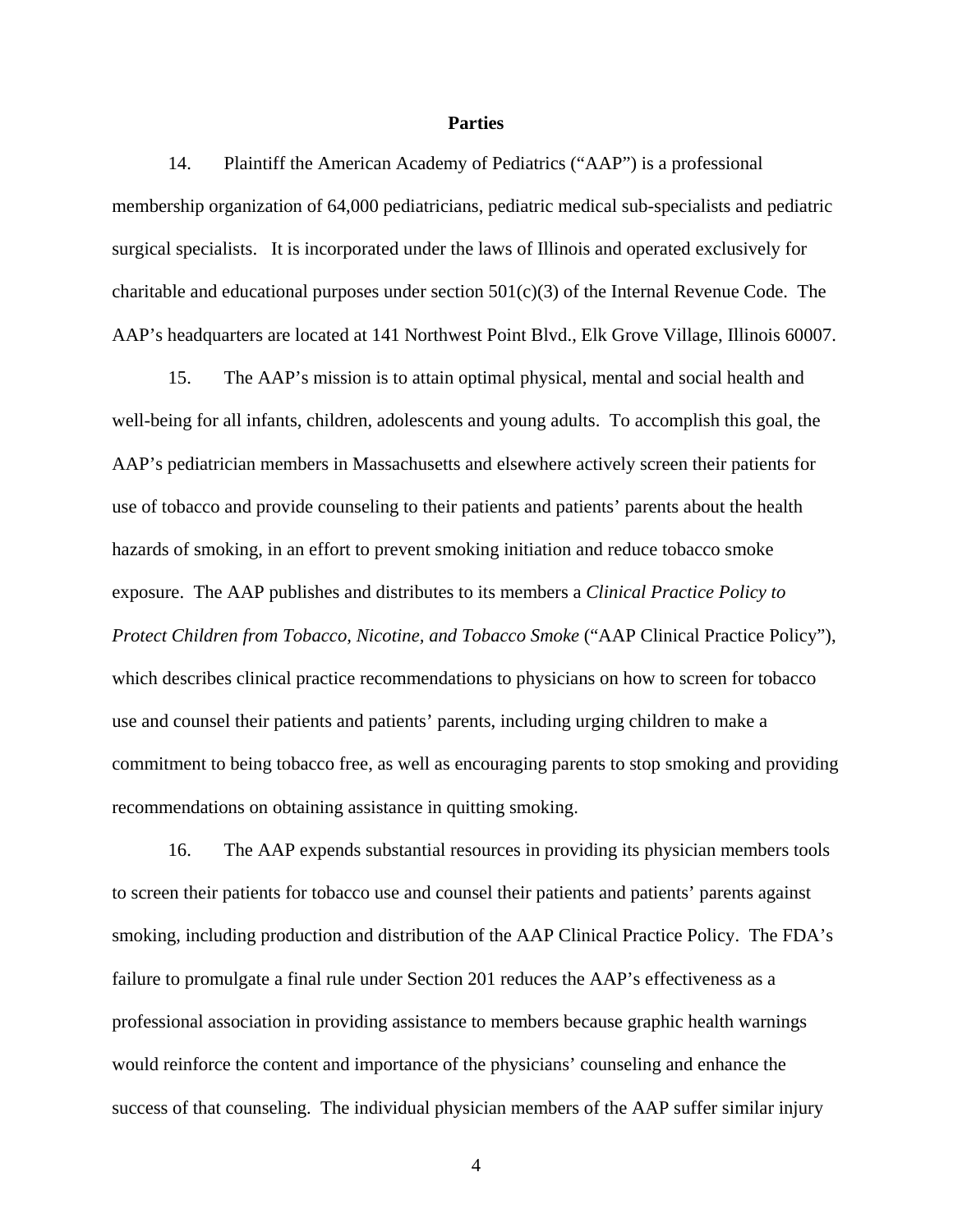**Parties**

14. Plaintiff the American Academy of Pediatrics ("AAP") is a professional membership organization of 64,000 pediatricians, pediatric medical sub-specialists and pediatric surgical specialists. It is incorporated under the laws of Illinois and operated exclusively for charitable and educational purposes under section 501(c)(3) of the Internal Revenue Code. The AAP's headquarters are located at 141 Northwest Point Blvd., Elk Grove Village, Illinois 60007.

15. The AAP's mission is to attain optimal physical, mental and social health and well-being for all infants, children, adolescents and young adults. To accomplish this goal, the AAP's pediatrician members in Massachusetts and elsewhere actively screen their patients for use of tobacco and provide counseling to their patients and patients' parents about the health hazards of smoking, in an effort to prevent smoking initiation and reduce tobacco smoke exposure. The AAP publishes and distributes to its members a *Clinical Practice Policy to Protect Children from Tobacco, Nicotine, and Tobacco Smoke* ("AAP Clinical Practice Policy"), which describes clinical practice recommendations to physicians on how to screen for tobacco use and counsel their patients and patients' parents, including urging children to make a commitment to being tobacco free, as well as encouraging parents to stop smoking and providing recommendations on obtaining assistance in quitting smoking.

16. The AAP expends substantial resources in providing its physician members tools to screen their patients for tobacco use and counsel their patients and patients' parents against smoking, including production and distribution of the AAP Clinical Practice Policy. The FDA's failure to promulgate a final rule under Section 201 reduces the AAP's effectiveness as a professional association in providing assistance to members because graphic health warnings would reinforce the content and importance of the physicians' counseling and enhance the success of that counseling. The individual physician members of the AAP suffer similar injury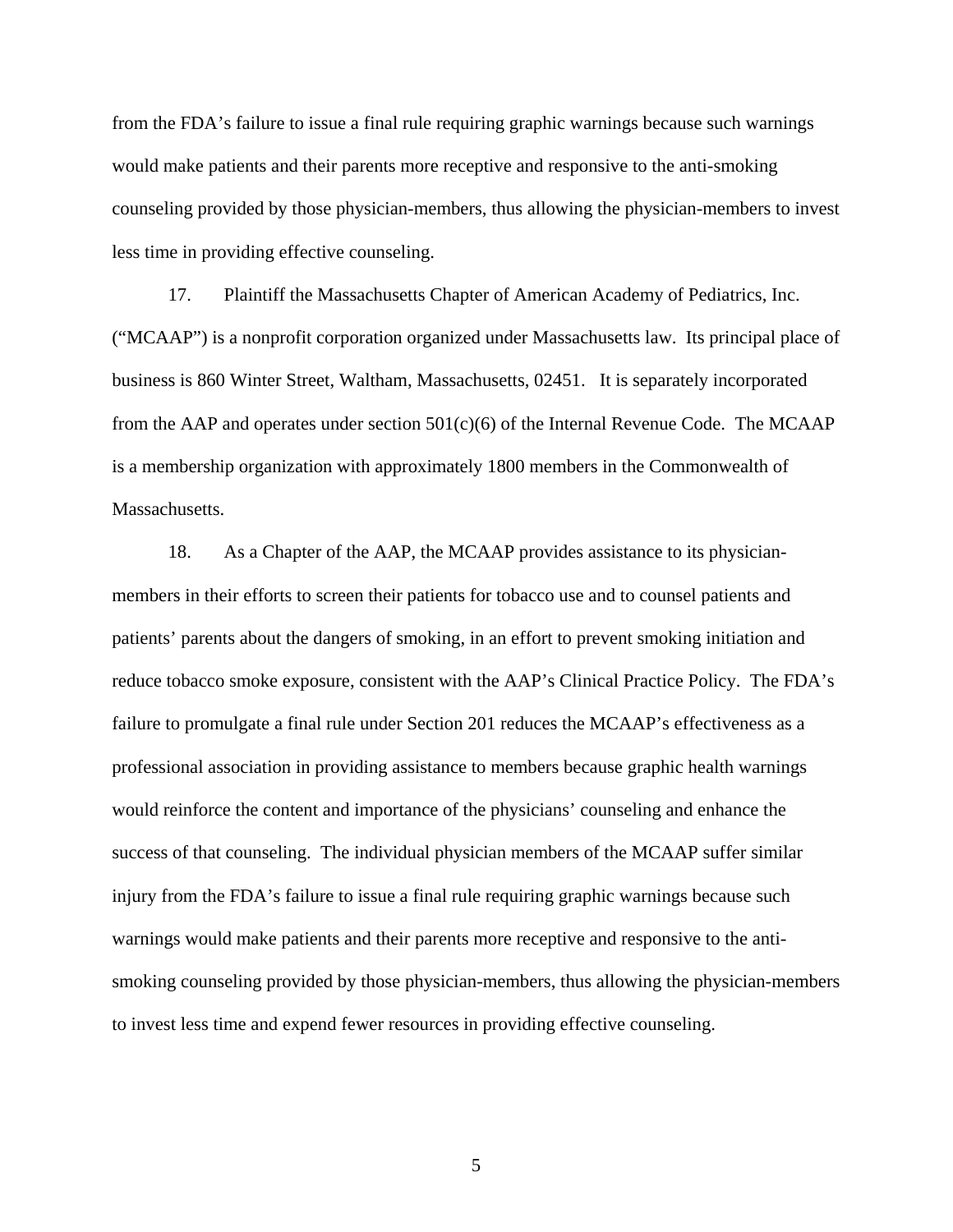from the FDA's failure to issue a final rule requiring graphic warnings because such warnings would make patients and their parents more receptive and responsive to the anti-smoking counseling provided by those physician-members, thus allowing the physician-members to invest less time in providing effective counseling.

17. Plaintiff the Massachusetts Chapter of American Academy of Pediatrics, Inc. ("MCAAP") is a nonprofit corporation organized under Massachusetts law. Its principal place of business is 860 Winter Street, Waltham, Massachusetts, 02451. It is separately incorporated from the AAP and operates under section 501(c)(6) of the Internal Revenue Code. The MCAAP is a membership organization with approximately 1800 members in the Commonwealth of Massachusetts.

18. As a Chapter of the AAP, the MCAAP provides assistance to its physician-members in their efforts to screen their patients for tobacco use and to counsel patients and patients' parents about the dangers of smoking, in an effort to prevent smoking initiation and reduce tobacco smoke exposure, consistent with the AAP's Clinical Practice Policy. The FDA's failure to promulgate a final rule under Section 201 reduces the MCAAP's effectiveness as a professional association in providing assistance to members because graphic health warnings would reinforce the content and importance of the physicians' counseling and enhance the success of that counseling. The individual physician members of the MCAAP suffer similar injury from the FDA's failure to issue a final rule requiring graphic warnings because such warnings would make patients and their parents more receptive and responsive to the anti-smoking counseling provided by those physician-members, thus allowing the physician-members to invest less time and expend fewer resources in providing effective counseling.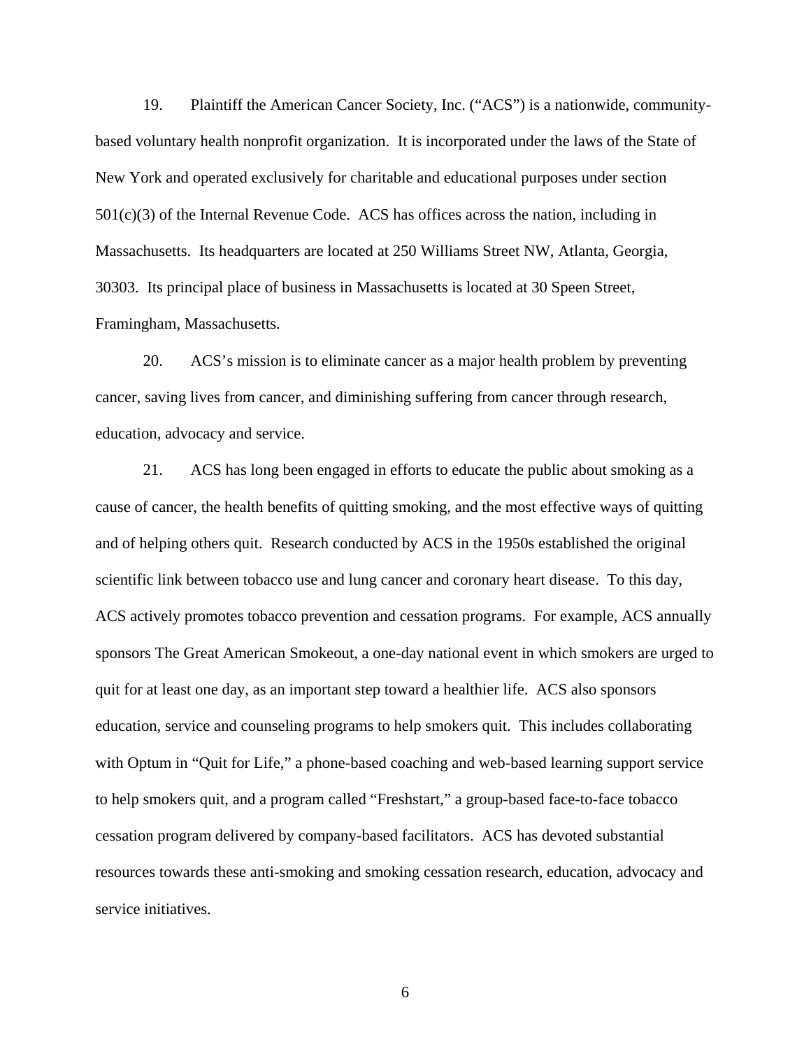19. Plaintiff the American Cancer Society, Inc. ("ACS") is a nationwide, community-based voluntary health nonprofit organization. It is incorporated under the laws of the State of New York and operated exclusively for charitable and educational purposes under section 501(c)(3) of the Internal Revenue Code. ACS has offices across the nation, including in Massachusetts. Its headquarters are located at 250 Williams Street NW, Atlanta, Georgia, 30303. Its principal place of business in Massachusetts is located at 30 Speen Street, Framingham, Massachusetts.

20. ACS's mission is to eliminate cancer as a major health problem by preventing cancer, saving lives from cancer, and diminishing suffering from cancer through research, education, advocacy and service.

21. ACS has long been engaged in efforts to educate the public about smoking as a cause of cancer, the health benefits of quitting smoking, and the most effective ways of quitting and of helping others quit. Research conducted by ACS in the 1950s established the original scientific link between tobacco use and lung cancer and coronary heart disease. To this day, ACS actively promotes tobacco prevention and cessation programs. For example, ACS annually sponsors The Great American Smokeout, a one-day national event in which smokers are urged to quit for at least one day, as an important step toward a healthier life. ACS also sponsors education, service and counseling programs to help smokers quit. This includes collaborating with Optum in "Quit for Life," a phone-based coaching and web-based learning support service to help smokers quit, and a program called "Freshstart," a group-based face-to-face tobacco cessation program delivered by company-based facilitators. ACS has devoted substantial resources towards these anti-smoking and smoking cessation research, education, advocacy and service initiatives.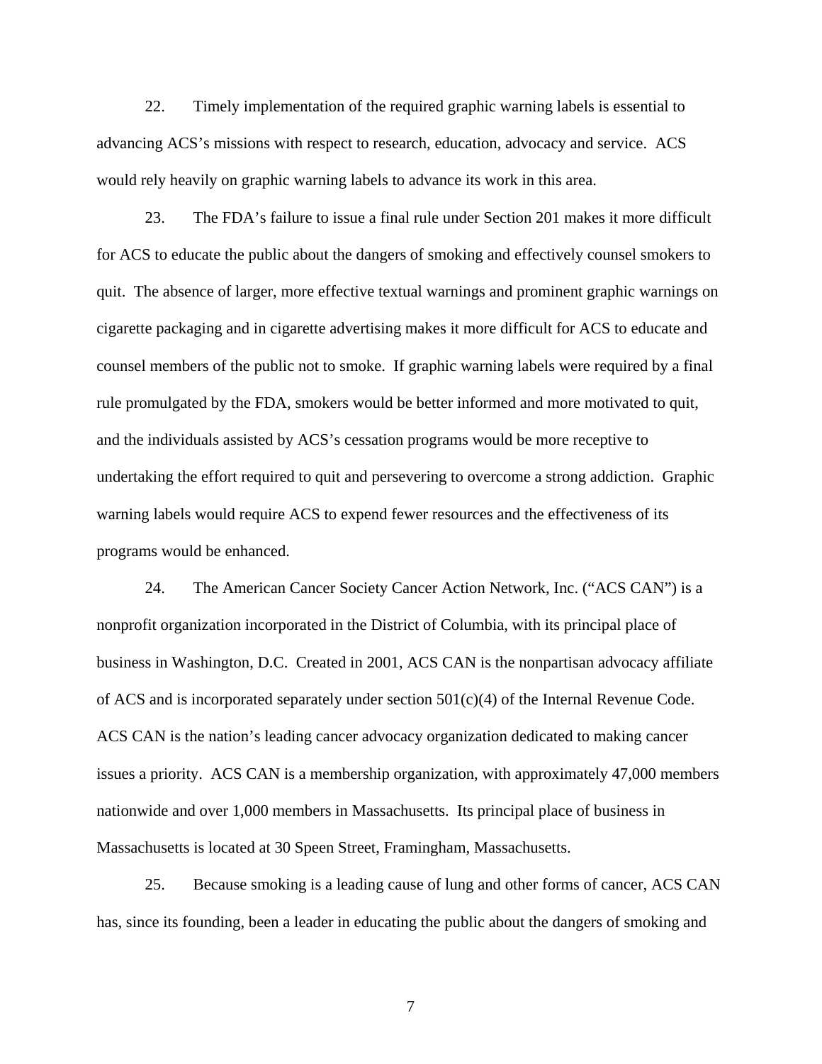22. Timely implementation of the required graphic warning labels is essential to advancing ACS's missions with respect to research, education, advocacy and service. ACS would rely heavily on graphic warning labels to advance its work in this area.

23. The FDA's failure to issue a final rule under Section 201 makes it more difficult for ACS to educate the public about the dangers of smoking and effectively counsel smokers to quit. The absence of larger, more effective textual warnings and prominent graphic warnings on cigarette packaging and in cigarette advertising makes it more difficult for ACS to educate and counsel members of the public not to smoke. If graphic warning labels were required by a final rule promulgated by the FDA, smokers would be better informed and more motivated to quit, and the individuals assisted by ACS's cessation programs would be more receptive to undertaking the effort required to quit and persevering to overcome a strong addiction. Graphic warning labels would require ACS to expend fewer resources and the effectiveness of its programs would be enhanced.

24. The American Cancer Society Cancer Action Network, Inc. ("ACS CAN") is a nonprofit organization incorporated in the District of Columbia, with its principal place of business in Washington, D.C. Created in 2001, ACS CAN is the nonpartisan advocacy affiliate of ACS and is incorporated separately under section 501(c)(4) of the Internal Revenue Code. ACS CAN is the nation's leading cancer advocacy organization dedicated to making cancer issues a priority. ACS CAN is a membership organization, with approximately 47,000 members nationwide and over 1,000 members in Massachusetts. Its principal place of business in Massachusetts is located at 30 Speen Street, Framingham, Massachusetts.

25. Because smoking is a leading cause of lung and other forms of cancer, ACS CAN has, since its founding, been a leader in educating the public about the dangers of smoking and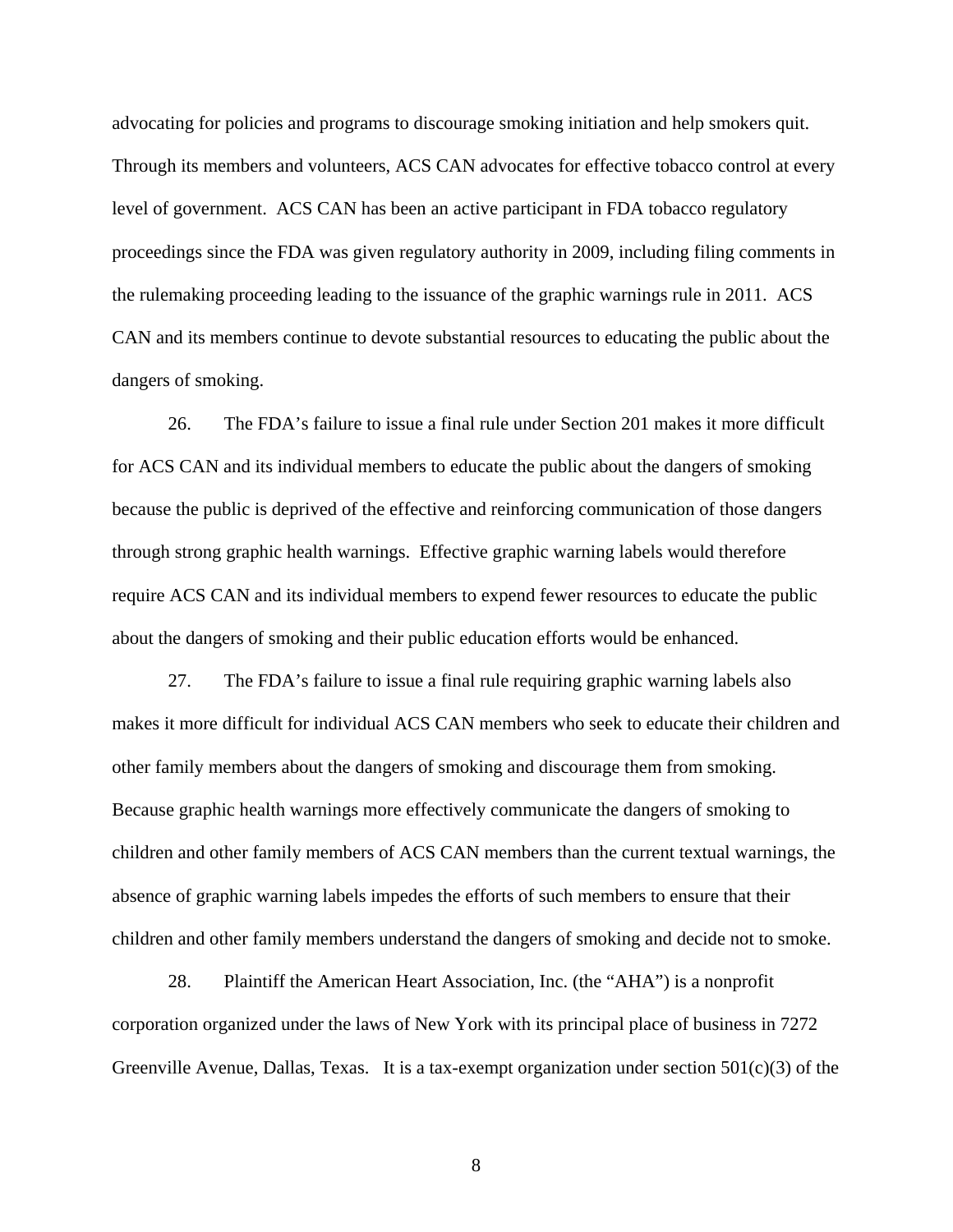advocating for policies and programs to discourage smoking initiation and help smokers quit. Through its members and volunteers, ACS CAN advocates for effective tobacco control at every level of government. ACS CAN has been an active participant in FDA tobacco regulatory proceedings since the FDA was given regulatory authority in 2009, including filing comments in the rulemaking proceeding leading to the issuance of the graphic warnings rule in 2011. ACS CAN and its members continue to devote substantial resources to educating the public about the dangers of smoking.

26. The FDA's failure to issue a final rule under Section 201 makes it more difficult for ACS CAN and its individual members to educate the public about the dangers of smoking because the public is deprived of the effective and reinforcing communication of those dangers through strong graphic health warnings. Effective graphic warning labels would therefore require ACS CAN and its individual members to expend fewer resources to educate the public about the dangers of smoking and their public education efforts would be enhanced.

27. The FDA's failure to issue a final rule requiring graphic warning labels also makes it more difficult for individual ACS CAN members who seek to educate their children and other family members about the dangers of smoking and discourage them from smoking. Because graphic health warnings more effectively communicate the dangers of smoking to children and other family members of ACS CAN members than the current textual warnings, the absence of graphic warning labels impedes the efforts of such members to ensure that their children and other family members understand the dangers of smoking and decide not to smoke.

28. Plaintiff the American Heart Association, Inc. (the "AHA") is a nonprofit corporation organized under the laws of New York with its principal place of business in 7272 Greenville Avenue, Dallas, Texas. It is a tax-exempt organization under section 501(c)(3) of the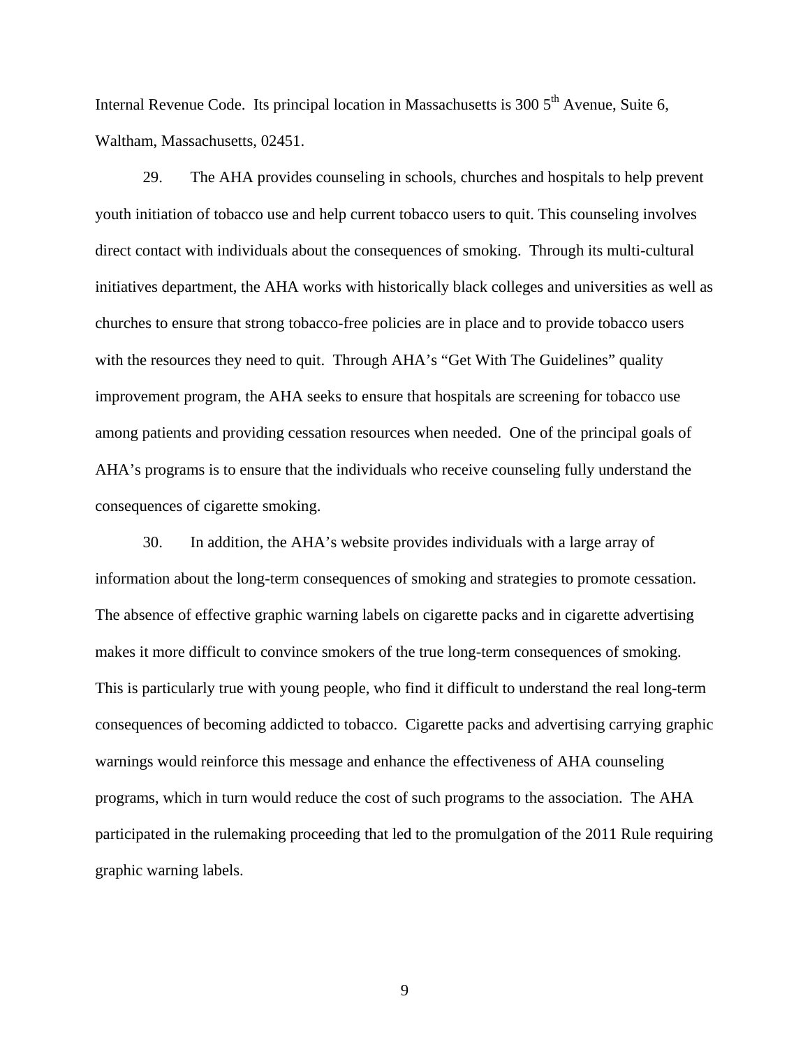Internal Revenue Code. Its principal location in Massachusetts is 300 5th Avenue, Suite 6, Waltham, Massachusetts, 02451.

29. The AHA provides counseling in schools, churches and hospitals to help prevent youth initiation of tobacco use and help current tobacco users to quit. This counseling involves direct contact with individuals about the consequences of smoking. Through its multi-cultural initiatives department, the AHA works with historically black colleges and universities as well as churches to ensure that strong tobacco-free policies are in place and to provide tobacco users with the resources they need to quit. Through AHA's "Get With The Guidelines" quality improvement program, the AHA seeks to ensure that hospitals are screening for tobacco use among patients and providing cessation resources when needed. One of the principal goals of AHA's programs is to ensure that the individuals who receive counseling fully understand the consequences of cigarette smoking.

30. In addition, the AHA's website provides individuals with a large array of information about the long-term consequences of smoking and strategies to promote cessation. The absence of effective graphic warning labels on cigarette packs and in cigarette advertising makes it more difficult to convince smokers of the true long-term consequences of smoking. This is particularly true with young people, who find it difficult to understand the real long-term consequences of becoming addicted to tobacco. Cigarette packs and advertising carrying graphic warnings would reinforce this message and enhance the effectiveness of AHA counseling programs, which in turn would reduce the cost of such programs to the association. The AHA participated in the rulemaking proceeding that led to the promulgation of the 2011 Rule requiring graphic warning labels.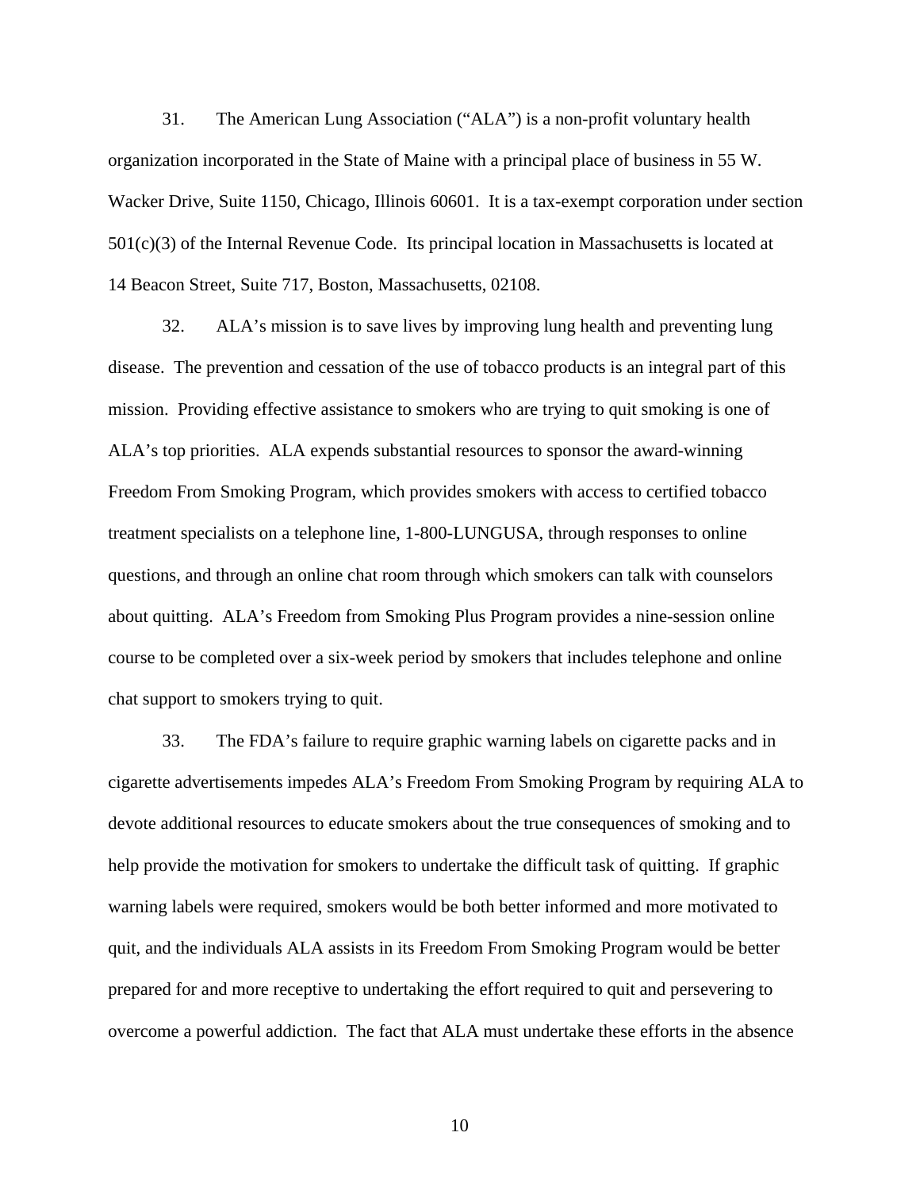31. The American Lung Association ("ALA") is a non-profit voluntary health organization incorporated in the State of Maine with a principal place of business in 55 W. Wacker Drive, Suite 1150, Chicago, Illinois 60601. It is a tax-exempt corporation under section 501(c)(3) of the Internal Revenue Code. Its principal location in Massachusetts is located at 14 Beacon Street, Suite 717, Boston, Massachusetts, 02108.

32. ALA's mission is to save lives by improving lung health and preventing lung disease. The prevention and cessation of the use of tobacco products is an integral part of this mission. Providing effective assistance to smokers who are trying to quit smoking is one of ALA's top priorities. ALA expends substantial resources to sponsor the award-winning Freedom From Smoking Program, which provides smokers with access to certified tobacco treatment specialists on a telephone line, 1-800-LUNGUSA, through responses to online questions, and through an online chat room through which smokers can talk with counselors about quitting. ALA's Freedom from Smoking Plus Program provides a nine-session online course to be completed over a six-week period by smokers that includes telephone and online chat support to smokers trying to quit.

33. The FDA's failure to require graphic warning labels on cigarette packs and in cigarette advertisements impedes ALA's Freedom From Smoking Program by requiring ALA to devote additional resources to educate smokers about the true consequences of smoking and to help provide the motivation for smokers to undertake the difficult task of quitting. If graphic warning labels were required, smokers would be both better informed and more motivated to quit, and the individuals ALA assists in its Freedom From Smoking Program would be better prepared for and more receptive to undertaking the effort required to quit and persevering to overcome a powerful addiction. The fact that ALA must undertake these efforts in the absence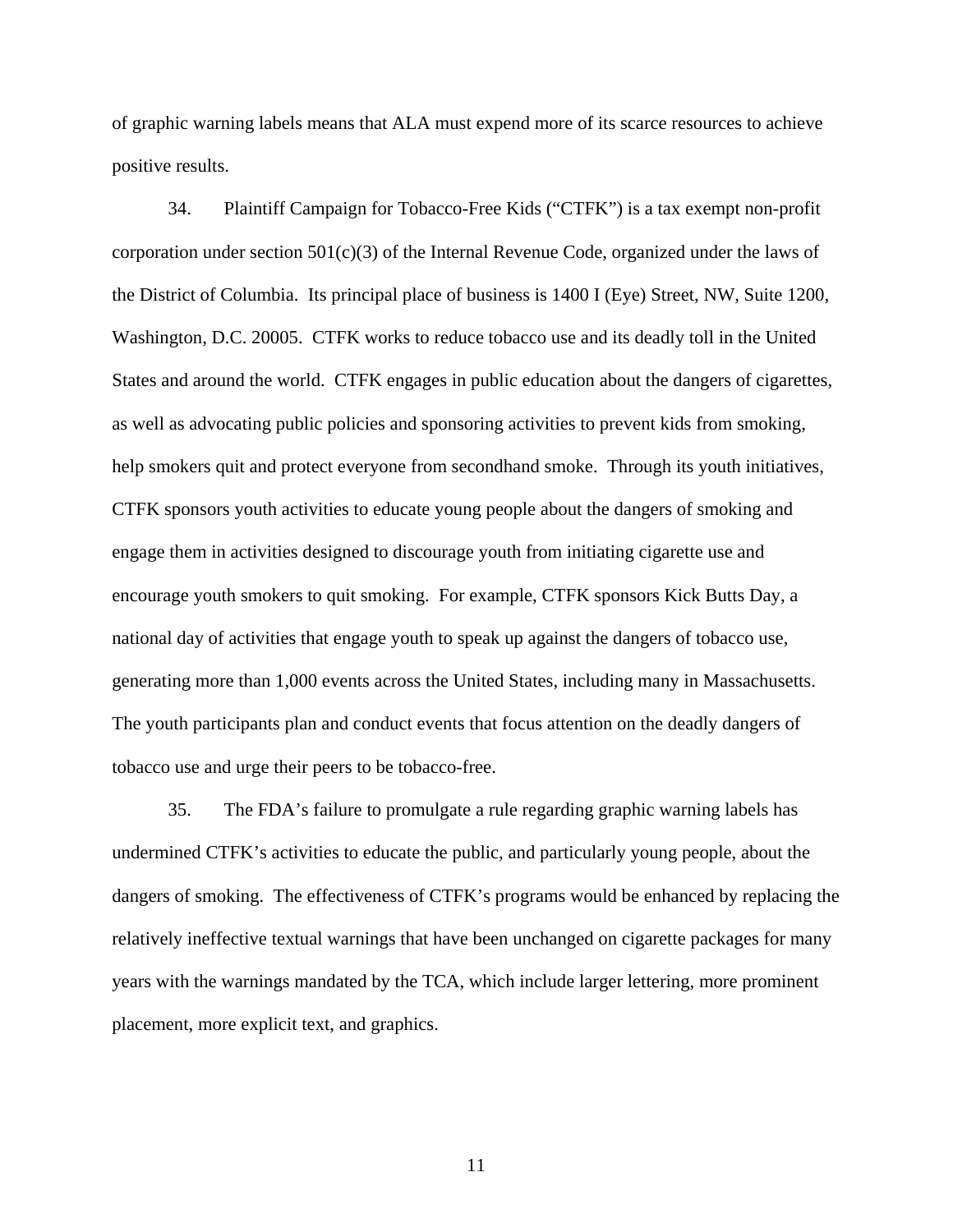of graphic warning labels means that ALA must expend more of its scarce resources to achieve positive results.

34. Plaintiff Campaign for Tobacco-Free Kids ("CTFK") is a tax exempt non-profit corporation under section 501(c)(3) of the Internal Revenue Code, organized under the laws of the District of Columbia. Its principal place of business is 1400 I (Eye) Street, NW, Suite 1200, Washington, D.C. 20005. CTFK works to reduce tobacco use and its deadly toll in the United States and around the world. CTFK engages in public education about the dangers of cigarettes, as well as advocating public policies and sponsoring activities to prevent kids from smoking, help smokers quit and protect everyone from secondhand smoke. Through its youth initiatives, CTFK sponsors youth activities to educate young people about the dangers of smoking and engage them in activities designed to discourage youth from initiating cigarette use and encourage youth smokers to quit smoking. For example, CTFK sponsors Kick Butts Day, a national day of activities that engage youth to speak up against the dangers of tobacco use, generating more than 1,000 events across the United States, including many in Massachusetts. The youth participants plan and conduct events that focus attention on the deadly dangers of tobacco use and urge their peers to be tobacco-free.

35. The FDA's failure to promulgate a rule regarding graphic warning labels has undermined CTFK's activities to educate the public, and particularly young people, about the dangers of smoking. The effectiveness of CTFK's programs would be enhanced by replacing the relatively ineffective textual warnings that have been unchanged on cigarette packages for many years with the warnings mandated by the TCA, which include larger lettering, more prominent placement, more explicit text, and graphics.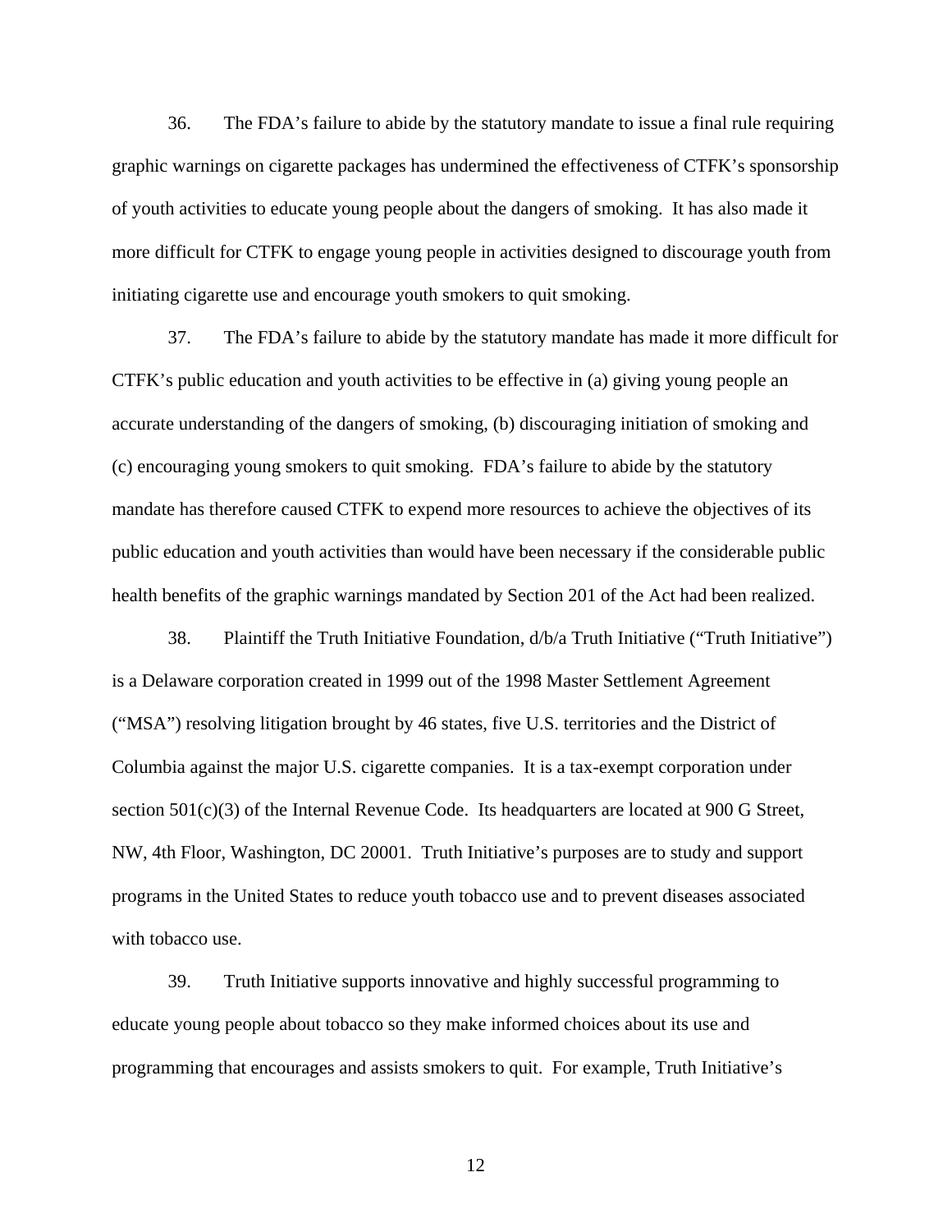36. The FDA's failure to abide by the statutory mandate to issue a final rule requiring graphic warnings on cigarette packages has undermined the effectiveness of CTFK's sponsorship of youth activities to educate young people about the dangers of smoking. It has also made it more difficult for CTFK to engage young people in activities designed to discourage youth from initiating cigarette use and encourage youth smokers to quit smoking.

37. The FDA's failure to abide by the statutory mandate has made it more difficult for CTFK's public education and youth activities to be effective in (a) giving young people an accurate understanding of the dangers of smoking, (b) discouraging initiation of smoking and (c) encouraging young smokers to quit smoking. FDA's failure to abide by the statutory mandate has therefore caused CTFK to expend more resources to achieve the objectives of its public education and youth activities than would have been necessary if the considerable public health benefits of the graphic warnings mandated by Section 201 of the Act had been realized.

38. Plaintiff the Truth Initiative Foundation, d/b/a Truth Initiative ("Truth Initiative") is a Delaware corporation created in 1999 out of the 1998 Master Settlement Agreement ("MSA") resolving litigation brought by 46 states, five U.S. territories and the District of Columbia against the major U.S. cigarette companies. It is a tax-exempt corporation under section 501(c)(3) of the Internal Revenue Code. Its headquarters are located at 900 G Street, NW, 4th Floor, Washington, DC 20001. Truth Initiative's purposes are to study and support programs in the United States to reduce youth tobacco use and to prevent diseases associated with tobacco use.

39. Truth Initiative supports innovative and highly successful programming to educate young people about tobacco so they make informed choices about its use and programming that encourages and assists smokers to quit. For example, Truth Initiative's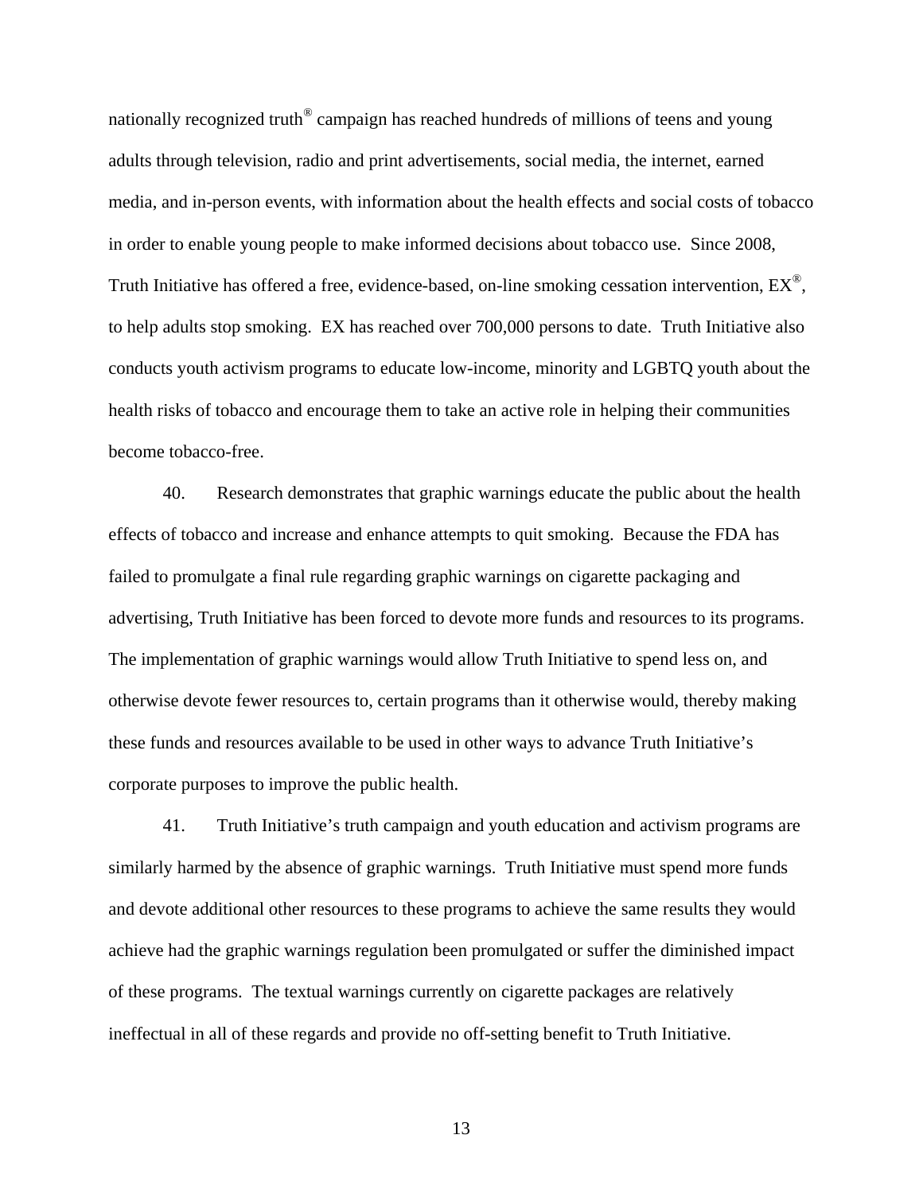nationally recognized truth® campaign has reached hundreds of millions of teens and young adults through television, radio and print advertisements, social media, the internet, earned media, and in-person events, with information about the health effects and social costs of tobacco in order to enable young people to make informed decisions about tobacco use. Since 2008, Truth Initiative has offered a free, evidence-based, on-line smoking cessation intervention, EX®, to help adults stop smoking. EX has reached over 700,000 persons to date. Truth Initiative also conducts youth activism programs to educate low-income, minority and LGBTQ youth about the health risks of tobacco and encourage them to take an active role in helping their communities become tobacco-free.

40. Research demonstrates that graphic warnings educate the public about the health effects of tobacco and increase and enhance attempts to quit smoking. Because the FDA has failed to promulgate a final rule regarding graphic warnings on cigarette packaging and advertising, Truth Initiative has been forced to devote more funds and resources to its programs. The implementation of graphic warnings would allow Truth Initiative to spend less on, and otherwise devote fewer resources to, certain programs than it otherwise would, thereby making these funds and resources available to be used in other ways to advance Truth Initiative's corporate purposes to improve the public health.

41. Truth Initiative's truth campaign and youth education and activism programs are similarly harmed by the absence of graphic warnings. Truth Initiative must spend more funds and devote additional other resources to these programs to achieve the same results they would achieve had the graphic warnings regulation been promulgated or suffer the diminished impact of these programs. The textual warnings currently on cigarette packages are relatively ineffectual in all of these regards and provide no off-setting benefit to Truth Initiative.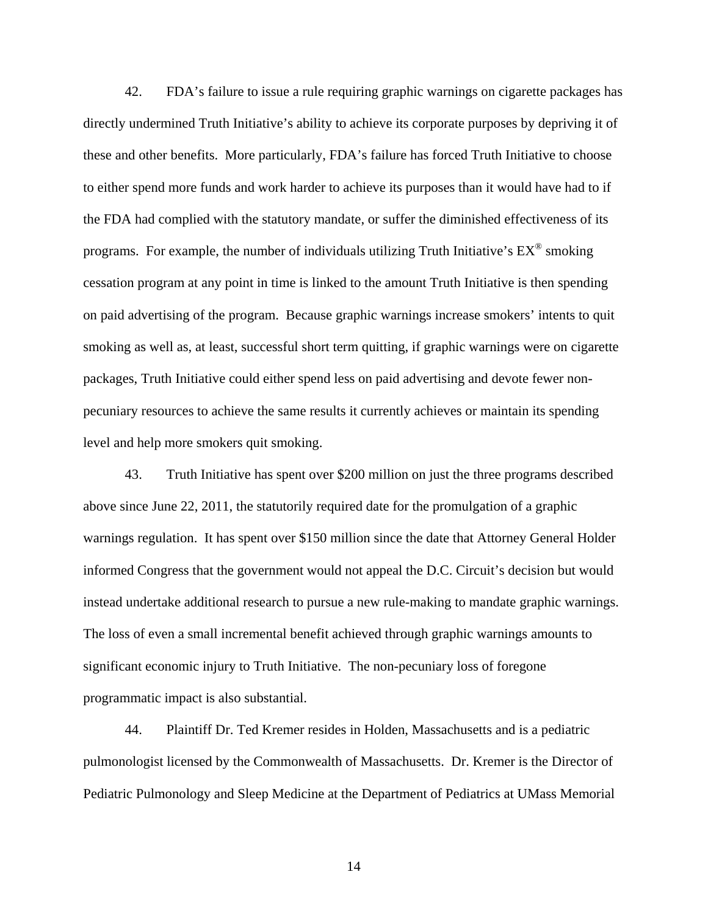42. FDA's failure to issue a rule requiring graphic warnings on cigarette packages has directly undermined Truth Initiative's ability to achieve its corporate purposes by depriving it of these and other benefits. More particularly, FDA's failure has forced Truth Initiative to choose to either spend more funds and work harder to achieve its purposes than it would have had to if the FDA had complied with the statutory mandate, or suffer the diminished effectiveness of its programs. For example, the number of individuals utilizing Truth Initiative's EX® smoking cessation program at any point in time is linked to the amount Truth Initiative is then spending on paid advertising of the program. Because graphic warnings increase smokers' intents to quit smoking as well as, at least, successful short term quitting, if graphic warnings were on cigarette packages, Truth Initiative could either spend less on paid advertising and devote fewer non-pecuniary resources to achieve the same results it currently achieves or maintain its spending level and help more smokers quit smoking.

43. Truth Initiative has spent over $200 million on just the three programs described above since June 22, 2011, the statutorily required date for the promulgation of a graphic warnings regulation. It has spent over $150 million since the date that Attorney General Holder informed Congress that the government would not appeal the D.C. Circuit's decision but would instead undertake additional research to pursue a new rule-making to mandate graphic warnings. The loss of even a small incremental benefit achieved through graphic warnings amounts to significant economic injury to Truth Initiative. The non-pecuniary loss of foregone programmatic impact is also substantial.

44. Plaintiff Dr. Ted Kremer resides in Holden, Massachusetts and is a pediatric pulmonologist licensed by the Commonwealth of Massachusetts. Dr. Kremer is the Director of Pediatric Pulmonology and Sleep Medicine at the Department of Pediatrics at UMass Memorial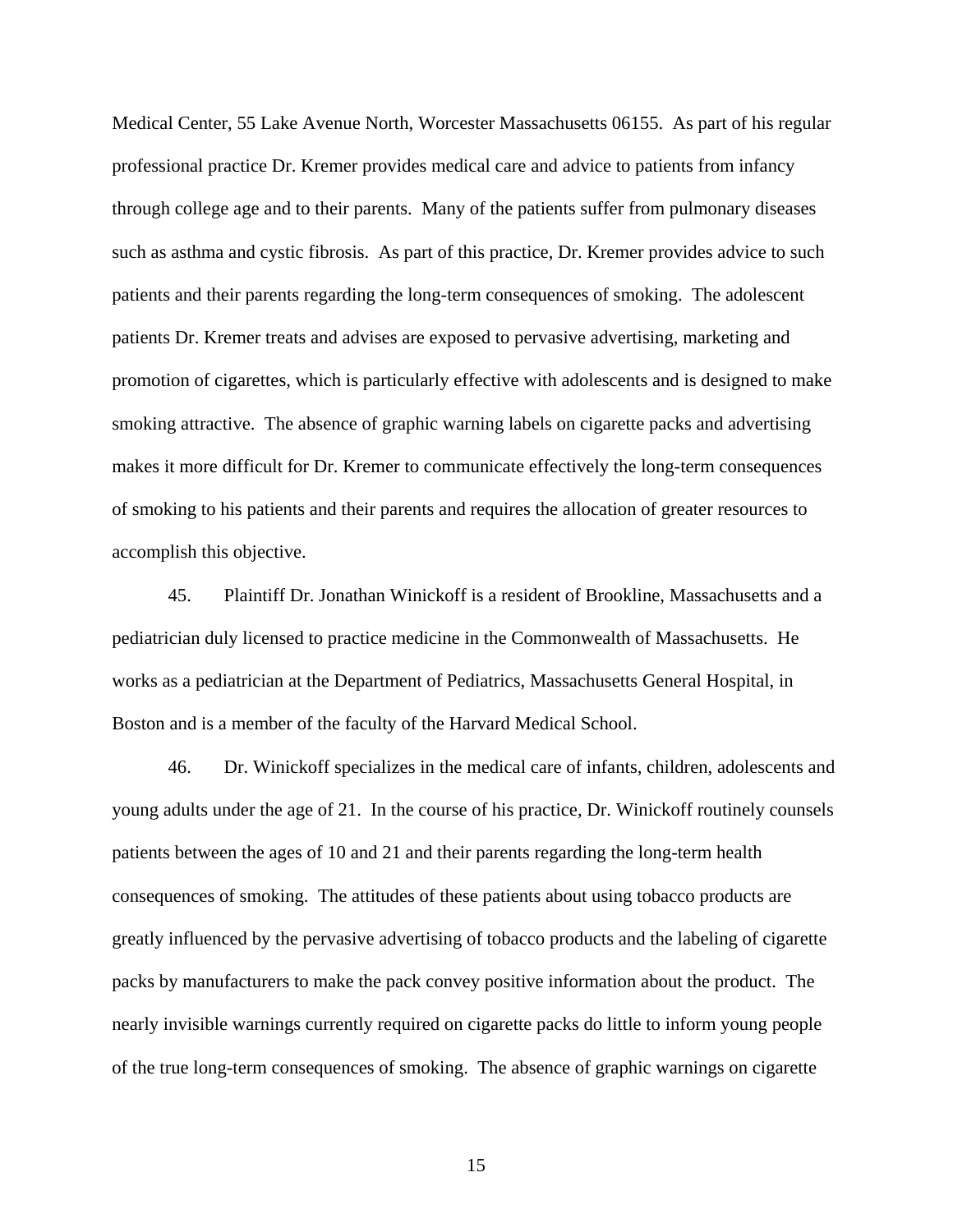Medical Center, 55 Lake Avenue North, Worcester Massachusetts 06155. As part of his regular professional practice Dr. Kremer provides medical care and advice to patients from infancy through college age and to their parents. Many of the patients suffer from pulmonary diseases such as asthma and cystic fibrosis. As part of this practice, Dr. Kremer provides advice to such patients and their parents regarding the long-term consequences of smoking. The adolescent patients Dr. Kremer treats and advises are exposed to pervasive advertising, marketing and promotion of cigarettes, which is particularly effective with adolescents and is designed to make smoking attractive. The absence of graphic warning labels on cigarette packs and advertising makes it more difficult for Dr. Kremer to communicate effectively the long-term consequences of smoking to his patients and their parents and requires the allocation of greater resources to accomplish this objective.

45. Plaintiff Dr. Jonathan Winickoff is a resident of Brookline, Massachusetts and a pediatrician duly licensed to practice medicine in the Commonwealth of Massachusetts. He works as a pediatrician at the Department of Pediatrics, Massachusetts General Hospital, in Boston and is a member of the faculty of the Harvard Medical School.

46. Dr. Winickoff specializes in the medical care of infants, children, adolescents and young adults under the age of 21. In the course of his practice, Dr. Winickoff routinely counsels patients between the ages of 10 and 21 and their parents regarding the long-term health consequences of smoking. The attitudes of these patients about using tobacco products are greatly influenced by the pervasive advertising of tobacco products and the labeling of cigarette packs by manufacturers to make the pack convey positive information about the product. The nearly invisible warnings currently required on cigarette packs do little to inform young people of the true long-term consequences of smoking. The absence of graphic warnings on cigarette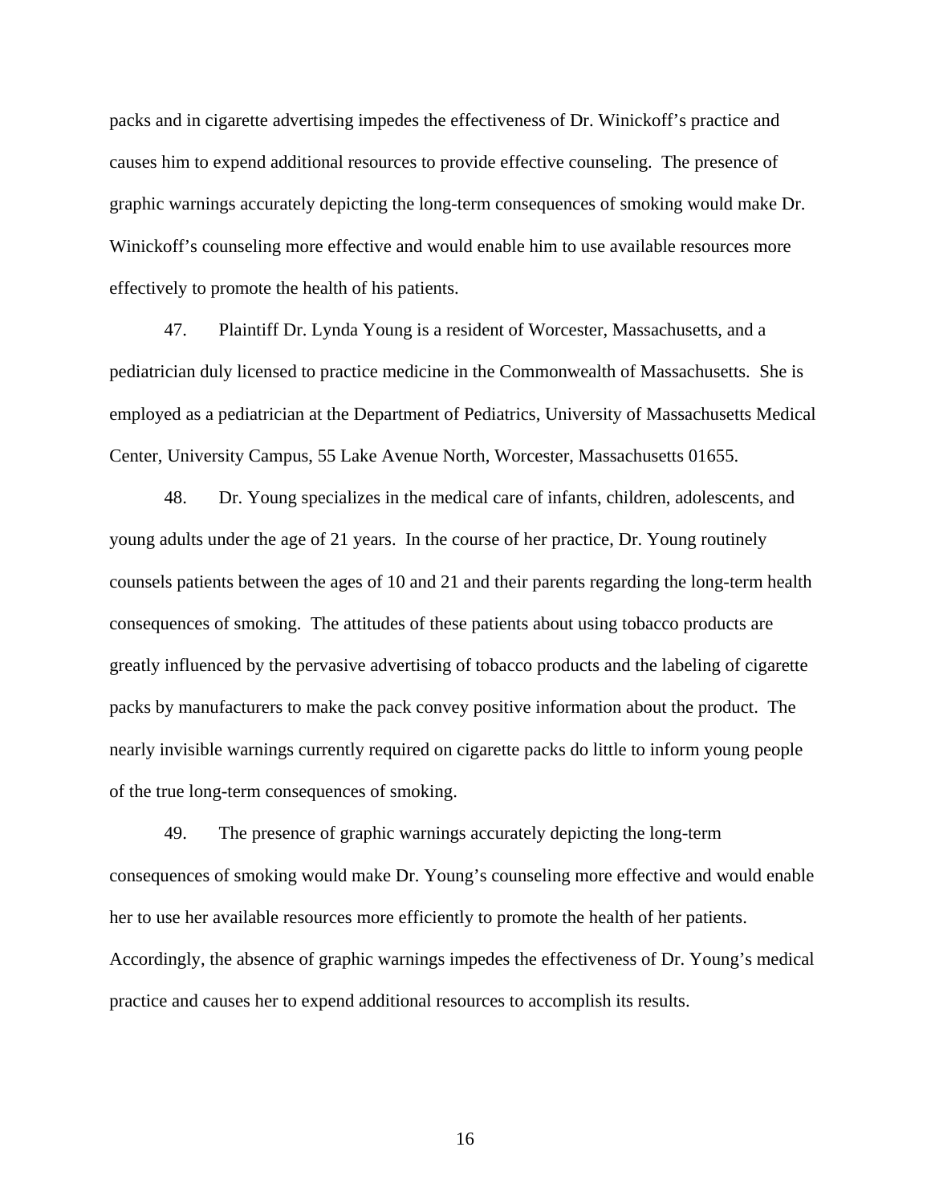packs and in cigarette advertising impedes the effectiveness of Dr. Winickoff's practice and causes him to expend additional resources to provide effective counseling. The presence of graphic warnings accurately depicting the long-term consequences of smoking would make Dr. Winickoff's counseling more effective and would enable him to use available resources more effectively to promote the health of his patients.

47. Plaintiff Dr. Lynda Young is a resident of Worcester, Massachusetts, and a pediatrician duly licensed to practice medicine in the Commonwealth of Massachusetts. She is employed as a pediatrician at the Department of Pediatrics, University of Massachusetts Medical Center, University Campus, 55 Lake Avenue North, Worcester, Massachusetts 01655.

48. Dr. Young specializes in the medical care of infants, children, adolescents, and young adults under the age of 21 years. In the course of her practice, Dr. Young routinely counsels patients between the ages of 10 and 21 and their parents regarding the long-term health consequences of smoking. The attitudes of these patients about using tobacco products are greatly influenced by the pervasive advertising of tobacco products and the labeling of cigarette packs by manufacturers to make the pack convey positive information about the product. The nearly invisible warnings currently required on cigarette packs do little to inform young people of the true long-term consequences of smoking.

49. The presence of graphic warnings accurately depicting the long-term consequences of smoking would make Dr. Young's counseling more effective and would enable her to use her available resources more efficiently to promote the health of her patients. Accordingly, the absence of graphic warnings impedes the effectiveness of Dr. Young's medical practice and causes her to expend additional resources to accomplish its results.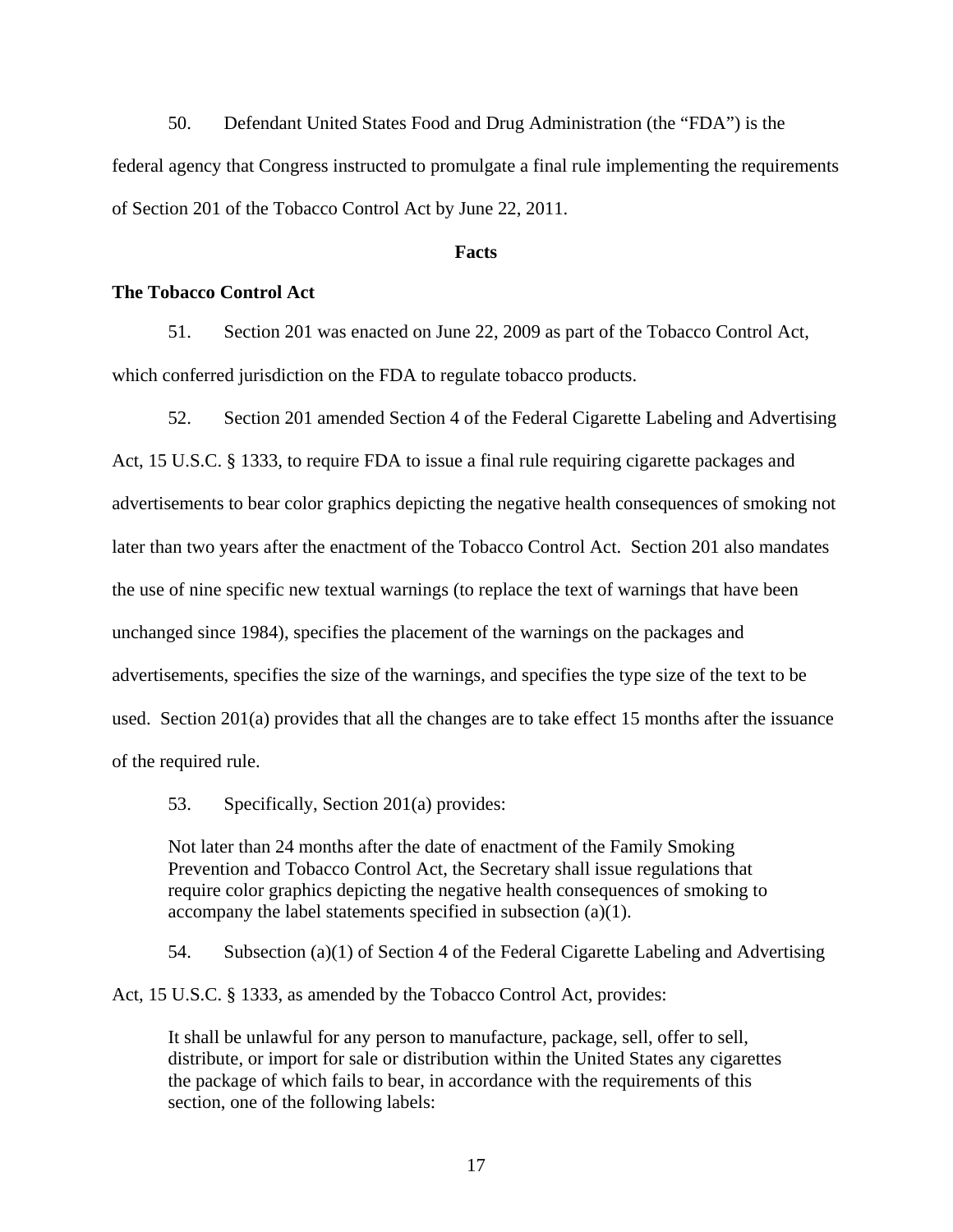50. Defendant United States Food and Drug Administration (the "FDA") is the federal agency that Congress instructed to promulgate a final rule implementing the requirements of Section 201 of the Tobacco Control Act by June 22, 2011.

## Facts

### The Tobacco Control Act

51. Section 201 was enacted on June 22, 2009 as part of the Tobacco Control Act, which conferred jurisdiction on the FDA to regulate tobacco products.

52. Section 201 amended Section 4 of the Federal Cigarette Labeling and Advertising Act, 15 U.S.C. § 1333, to require FDA to issue a final rule requiring cigarette packages and advertisements to bear color graphics depicting the negative health consequences of smoking not later than two years after the enactment of the Tobacco Control Act. Section 201 also mandates the use of nine specific new textual warnings (to replace the text of warnings that have been unchanged since 1984), specifies the placement of the warnings on the packages and advertisements, specifies the size of the warnings, and specifies the type size of the text to be used. Section 201(a) provides that all the changes are to take effect 15 months after the issuance of the required rule.

53. Specifically, Section 201(a) provides:

> Not later than 24 months after the date of enactment of the Family Smoking Prevention and Tobacco Control Act, the Secretary shall issue regulations that require color graphics depicting the negative health consequences of smoking to accompany the label statements specified in subsection (a)(1).

54. Subsection (a)(1) of Section 4 of the Federal Cigarette Labeling and Advertising Act, 15 U.S.C. § 1333, as amended by the Tobacco Control Act, provides:

> It shall be unlawful for any person to manufacture, package, sell, offer to sell, distribute, or import for sale or distribution within the United States any cigarettes the package of which fails to bear, in accordance with the requirements of this section, one of the following labels: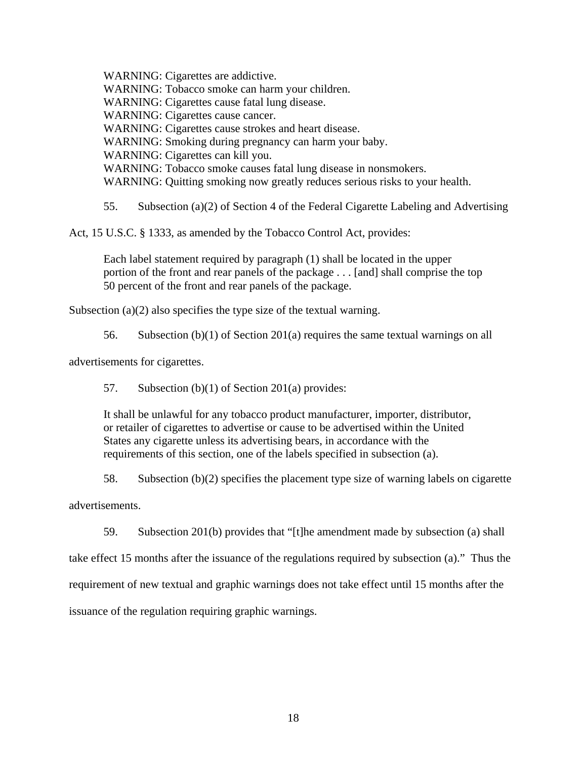WARNING: Cigarettes are addictive.
WARNING: Tobacco smoke can harm your children.
WARNING: Cigarettes cause fatal lung disease.
WARNING: Cigarettes cause cancer.
WARNING: Cigarettes cause strokes and heart disease.
WARNING: Smoking during pregnancy can harm your baby.
WARNING: Cigarettes can kill you.
WARNING: Tobacco smoke causes fatal lung disease in nonsmokers.
WARNING: Quitting smoking now greatly reduces serious risks to your health.

55. Subsection (a)(2) of Section 4 of the Federal Cigarette Labeling and Advertising Act, 15 U.S.C. § 1333, as amended by the Tobacco Control Act, provides:

> Each label statement required by paragraph (1) shall be located in the upper portion of the front and rear panels of the package . . . [and] shall comprise the top 50 percent of the front and rear panels of the package.

Subsection (a)(2) also specifies the type size of the textual warning.

56. Subsection (b)(1) of Section 201(a) requires the same textual warnings on all advertisements for cigarettes.

57. Subsection (b)(1) of Section 201(a) provides:

> It shall be unlawful for any tobacco product manufacturer, importer, distributor, or retailer of cigarettes to advertise or cause to be advertised within the United States any cigarette unless its advertising bears, in accordance with the requirements of this section, one of the labels specified in subsection (a).

58. Subsection (b)(2) specifies the placement type size of warning labels on cigarette advertisements.

59. Subsection 201(b) provides that "[t]he amendment made by subsection (a) shall take effect 15 months after the issuance of the regulations required by subsection (a)." Thus the requirement of new textual and graphic warnings does not take effect until 15 months after the issuance of the regulation requiring graphic warnings.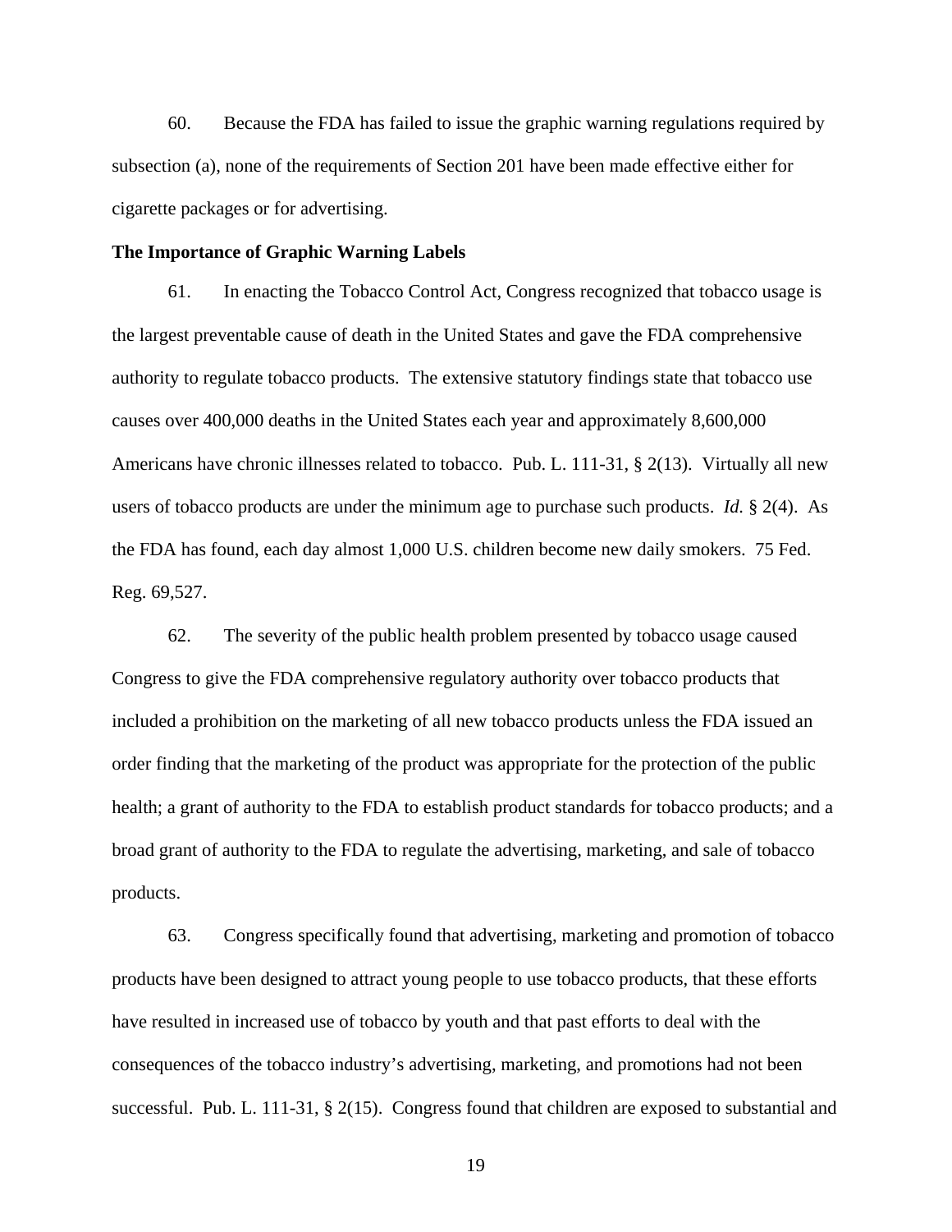60. Because the FDA has failed to issue the graphic warning regulations required by subsection (a), none of the requirements of Section 201 have been made effective either for cigarette packages or for advertising.

**The Importance of Graphic Warning Labels**

61. In enacting the Tobacco Control Act, Congress recognized that tobacco usage is the largest preventable cause of death in the United States and gave the FDA comprehensive authority to regulate tobacco products. The extensive statutory findings state that tobacco use causes over 400,000 deaths in the United States each year and approximately 8,600,000 Americans have chronic illnesses related to tobacco. Pub. L. 111-31, § 2(13). Virtually all new users of tobacco products are under the minimum age to purchase such products. *Id.* § 2(4). As the FDA has found, each day almost 1,000 U.S. children become new daily smokers. 75 Fed. Reg. 69,527.

62. The severity of the public health problem presented by tobacco usage caused Congress to give the FDA comprehensive regulatory authority over tobacco products that included a prohibition on the marketing of all new tobacco products unless the FDA issued an order finding that the marketing of the product was appropriate for the protection of the public health; a grant of authority to the FDA to establish product standards for tobacco products; and a broad grant of authority to the FDA to regulate the advertising, marketing, and sale of tobacco products.

63. Congress specifically found that advertising, marketing and promotion of tobacco products have been designed to attract young people to use tobacco products, that these efforts have resulted in increased use of tobacco by youth and that past efforts to deal with the consequences of the tobacco industry's advertising, marketing, and promotions had not been successful. Pub. L. 111-31, § 2(15). Congress found that children are exposed to substantial and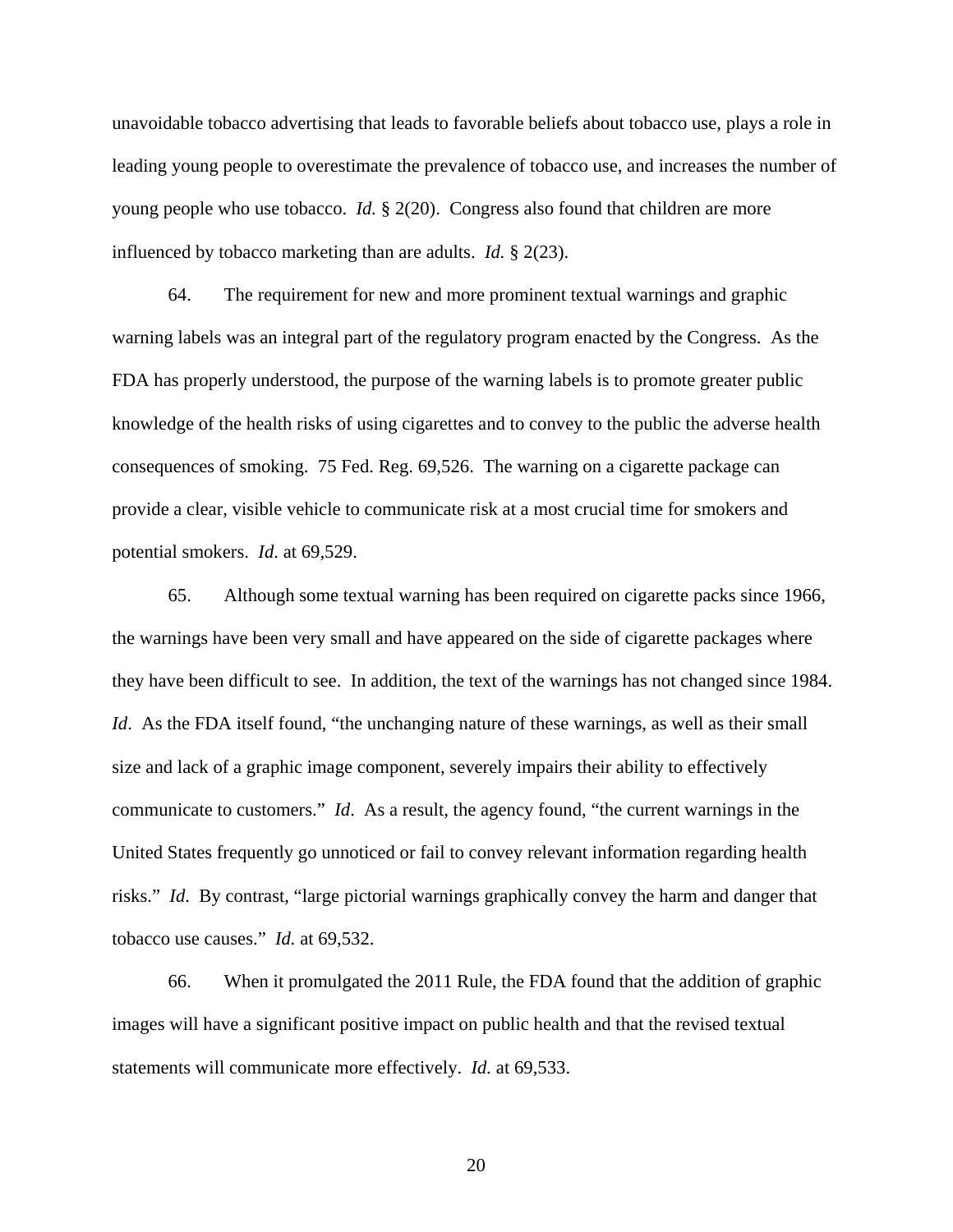unavoidable tobacco advertising that leads to favorable beliefs about tobacco use, plays a role in leading young people to overestimate the prevalence of tobacco use, and increases the number of young people who use tobacco. *Id.* § 2(20). Congress also found that children are more influenced by tobacco marketing than are adults. *Id.* § 2(23).

64. The requirement for new and more prominent textual warnings and graphic warning labels was an integral part of the regulatory program enacted by the Congress. As the FDA has properly understood, the purpose of the warning labels is to promote greater public knowledge of the health risks of using cigarettes and to convey to the public the adverse health consequences of smoking. 75 Fed. Reg. 69,526. The warning on a cigarette package can provide a clear, visible vehicle to communicate risk at a most crucial time for smokers and potential smokers. *Id*. at 69,529.

65. Although some textual warning has been required on cigarette packs since 1966, the warnings have been very small and have appeared on the side of cigarette packages where they have been difficult to see. In addition, the text of the warnings has not changed since 1984. *Id*. As the FDA itself found, "the unchanging nature of these warnings, as well as their small size and lack of a graphic image component, severely impairs their ability to effectively communicate to customers." *Id*. As a result, the agency found, "the current warnings in the United States frequently go unnoticed or fail to convey relevant information regarding health risks." *Id*. By contrast, "large pictorial warnings graphically convey the harm and danger that tobacco use causes." *Id.* at 69,532.

66. When it promulgated the 2011 Rule, the FDA found that the addition of graphic images will have a significant positive impact on public health and that the revised textual statements will communicate more effectively. *Id.* at 69,533.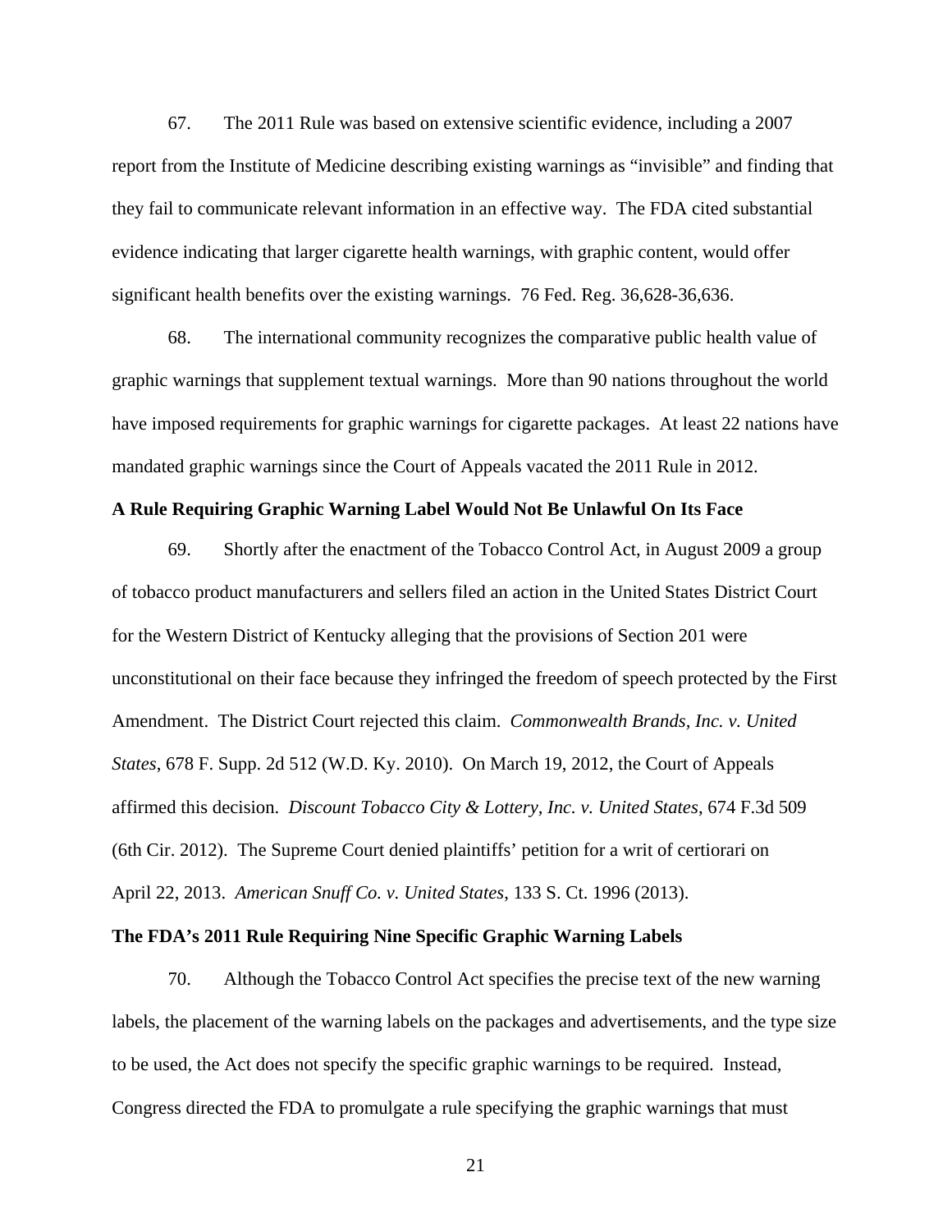67. The 2011 Rule was based on extensive scientific evidence, including a 2007 report from the Institute of Medicine describing existing warnings as "invisible" and finding that they fail to communicate relevant information in an effective way. The FDA cited substantial evidence indicating that larger cigarette health warnings, with graphic content, would offer significant health benefits over the existing warnings. 76 Fed. Reg. 36,628-36,636.

68. The international community recognizes the comparative public health value of graphic warnings that supplement textual warnings. More than 90 nations throughout the world have imposed requirements for graphic warnings for cigarette packages. At least 22 nations have mandated graphic warnings since the Court of Appeals vacated the 2011 Rule in 2012.

**A Rule Requiring Graphic Warning Label Would Not Be Unlawful On Its Face**

69. Shortly after the enactment of the Tobacco Control Act, in August 2009 a group of tobacco product manufacturers and sellers filed an action in the United States District Court for the Western District of Kentucky alleging that the provisions of Section 201 were unconstitutional on their face because they infringed the freedom of speech protected by the First Amendment. The District Court rejected this claim. *Commonwealth Brands, Inc. v. United States*, 678 F. Supp. 2d 512 (W.D. Ky. 2010). On March 19, 2012, the Court of Appeals affirmed this decision. *Discount Tobacco City & Lottery, Inc. v. United States*, 674 F.3d 509 (6th Cir. 2012). The Supreme Court denied plaintiffs' petition for a writ of certiorari on April 22, 2013. *American Snuff Co. v. United States*, 133 S. Ct. 1996 (2013).

**The FDA's 2011 Rule Requiring Nine Specific Graphic Warning Labels**

70. Although the Tobacco Control Act specifies the precise text of the new warning labels, the placement of the warning labels on the packages and advertisements, and the type size to be used, the Act does not specify the specific graphic warnings to be required. Instead, Congress directed the FDA to promulgate a rule specifying the graphic warnings that must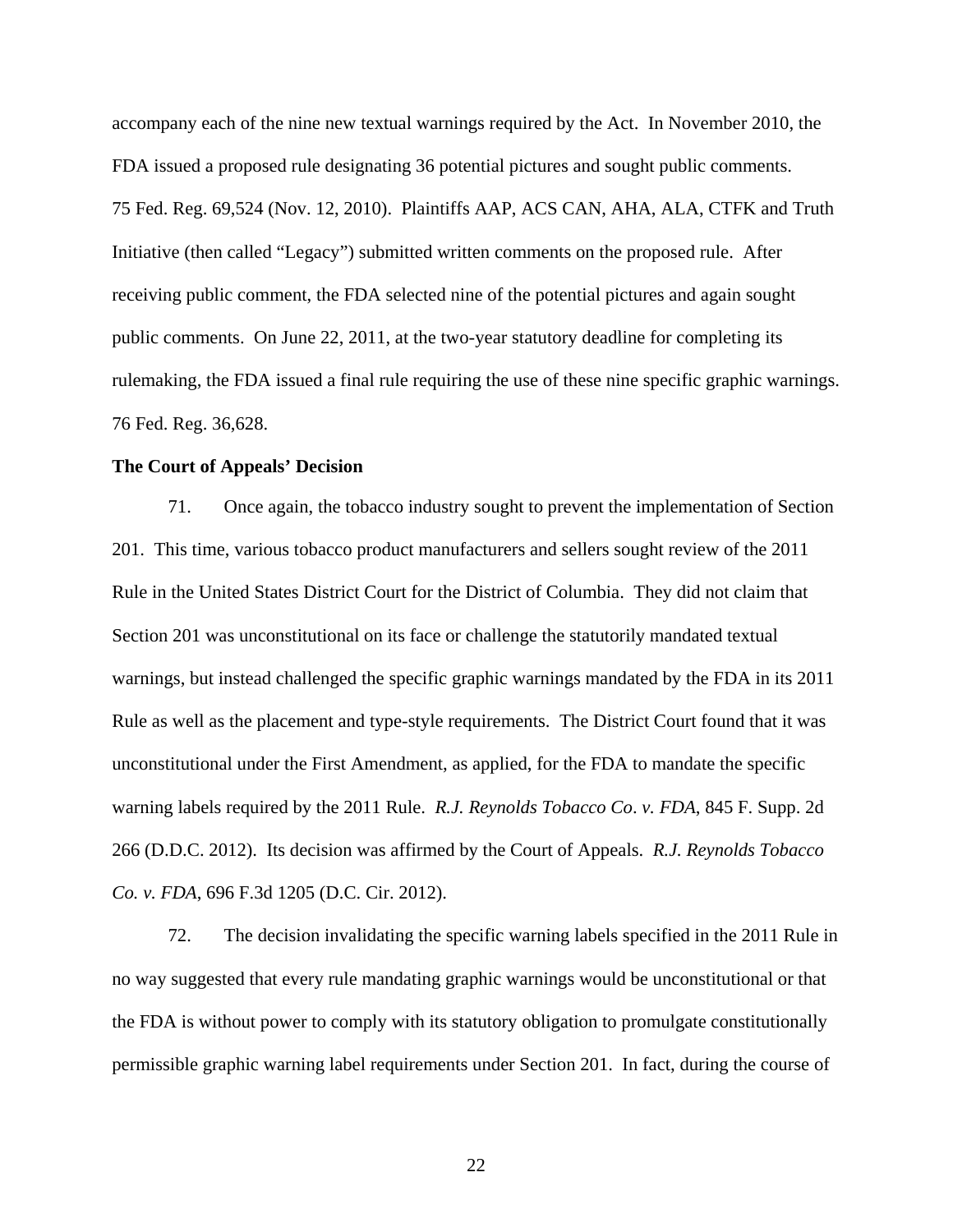accompany each of the nine new textual warnings required by the Act. In November 2010, the FDA issued a proposed rule designating 36 potential pictures and sought public comments. 75 Fed. Reg. 69,524 (Nov. 12, 2010). Plaintiffs AAP, ACS CAN, AHA, ALA, CTFK and Truth Initiative (then called "Legacy") submitted written comments on the proposed rule. After receiving public comment, the FDA selected nine of the potential pictures and again sought public comments. On June 22, 2011, at the two-year statutory deadline for completing its rulemaking, the FDA issued a final rule requiring the use of these nine specific graphic warnings. 76 Fed. Reg. 36,628.

**The Court of Appeals' Decision**

71. Once again, the tobacco industry sought to prevent the implementation of Section 201. This time, various tobacco product manufacturers and sellers sought review of the 2011 Rule in the United States District Court for the District of Columbia. They did not claim that Section 201 was unconstitutional on its face or challenge the statutorily mandated textual warnings, but instead challenged the specific graphic warnings mandated by the FDA in its 2011 Rule as well as the placement and type-style requirements. The District Court found that it was unconstitutional under the First Amendment, as applied, for the FDA to mandate the specific warning labels required by the 2011 Rule. *R.J. Reynolds Tobacco Co. v. FDA*, 845 F. Supp. 2d 266 (D.D.C. 2012). Its decision was affirmed by the Court of Appeals. *R.J. Reynolds Tobacco Co. v. FDA*, 696 F.3d 1205 (D.C. Cir. 2012).

72. The decision invalidating the specific warning labels specified in the 2011 Rule in no way suggested that every rule mandating graphic warnings would be unconstitutional or that the FDA is without power to comply with its statutory obligation to promulgate constitutionally permissible graphic warning label requirements under Section 201. In fact, during the course of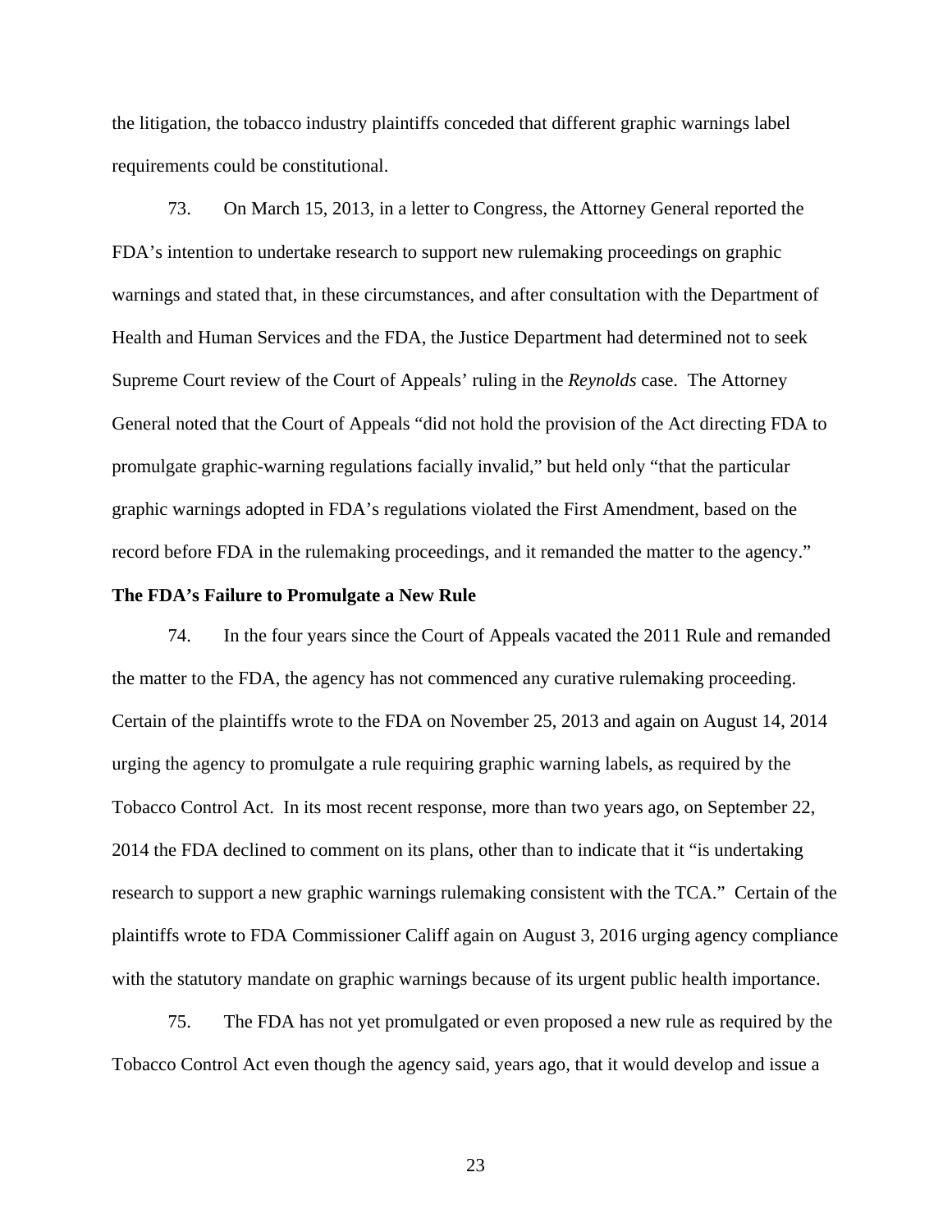the litigation, the tobacco industry plaintiffs conceded that different graphic warnings label requirements could be constitutional.

73. On March 15, 2013, in a letter to Congress, the Attorney General reported the FDA's intention to undertake research to support new rulemaking proceedings on graphic warnings and stated that, in these circumstances, and after consultation with the Department of Health and Human Services and the FDA, the Justice Department had determined not to seek Supreme Court review of the Court of Appeals' ruling in the *Reynolds* case. The Attorney General noted that the Court of Appeals "did not hold the provision of the Act directing FDA to promulgate graphic-warning regulations facially invalid," but held only "that the particular graphic warnings adopted in FDA's regulations violated the First Amendment, based on the record before FDA in the rulemaking proceedings, and it remanded the matter to the agency."

**The FDA's Failure to Promulgate a New Rule**

74. In the four years since the Court of Appeals vacated the 2011 Rule and remanded the matter to the FDA, the agency has not commenced any curative rulemaking proceeding. Certain of the plaintiffs wrote to the FDA on November 25, 2013 and again on August 14, 2014 urging the agency to promulgate a rule requiring graphic warning labels, as required by the Tobacco Control Act. In its most recent response, more than two years ago, on September 22, 2014 the FDA declined to comment on its plans, other than to indicate that it "is undertaking research to support a new graphic warnings rulemaking consistent with the TCA." Certain of the plaintiffs wrote to FDA Commissioner Califf again on August 3, 2016 urging agency compliance with the statutory mandate on graphic warnings because of its urgent public health importance.

75. The FDA has not yet promulgated or even proposed a new rule as required by the Tobacco Control Act even though the agency said, years ago, that it would develop and issue a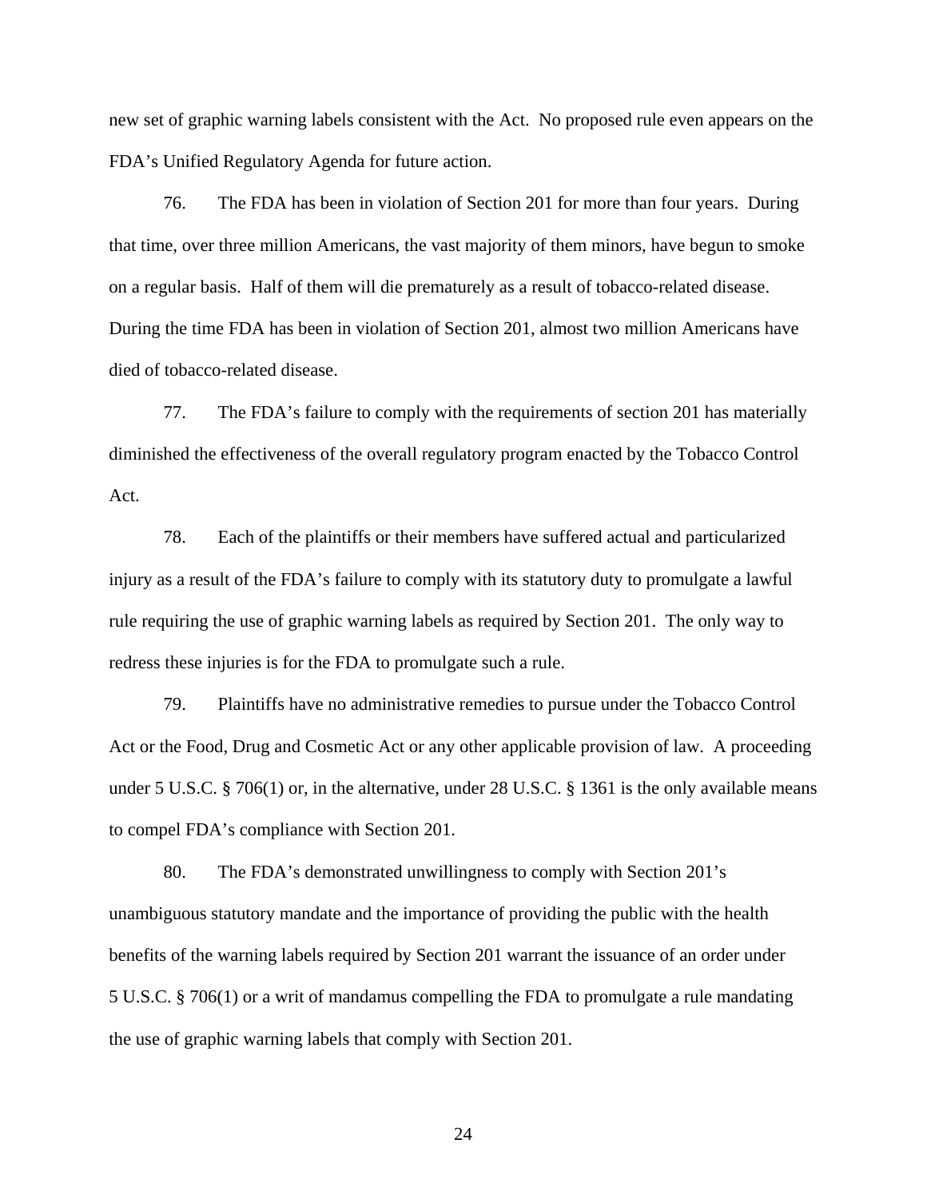new set of graphic warning labels consistent with the Act. No proposed rule even appears on the FDA's Unified Regulatory Agenda for future action.

76. The FDA has been in violation of Section 201 for more than four years. During that time, over three million Americans, the vast majority of them minors, have begun to smoke on a regular basis. Half of them will die prematurely as a result of tobacco-related disease. During the time FDA has been in violation of Section 201, almost two million Americans have died of tobacco-related disease.

77. The FDA's failure to comply with the requirements of section 201 has materially diminished the effectiveness of the overall regulatory program enacted by the Tobacco Control Act.

78. Each of the plaintiffs or their members have suffered actual and particularized injury as a result of the FDA's failure to comply with its statutory duty to promulgate a lawful rule requiring the use of graphic warning labels as required by Section 201. The only way to redress these injuries is for the FDA to promulgate such a rule.

79. Plaintiffs have no administrative remedies to pursue under the Tobacco Control Act or the Food, Drug and Cosmetic Act or any other applicable provision of law. A proceeding under 5 U.S.C. § 706(1) or, in the alternative, under 28 U.S.C. § 1361 is the only available means to compel FDA's compliance with Section 201.

80. The FDA's demonstrated unwillingness to comply with Section 201's unambiguous statutory mandate and the importance of providing the public with the health benefits of the warning labels required by Section 201 warrant the issuance of an order under 5 U.S.C. § 706(1) or a writ of mandamus compelling the FDA to promulgate a rule mandating the use of graphic warning labels that comply with Section 201.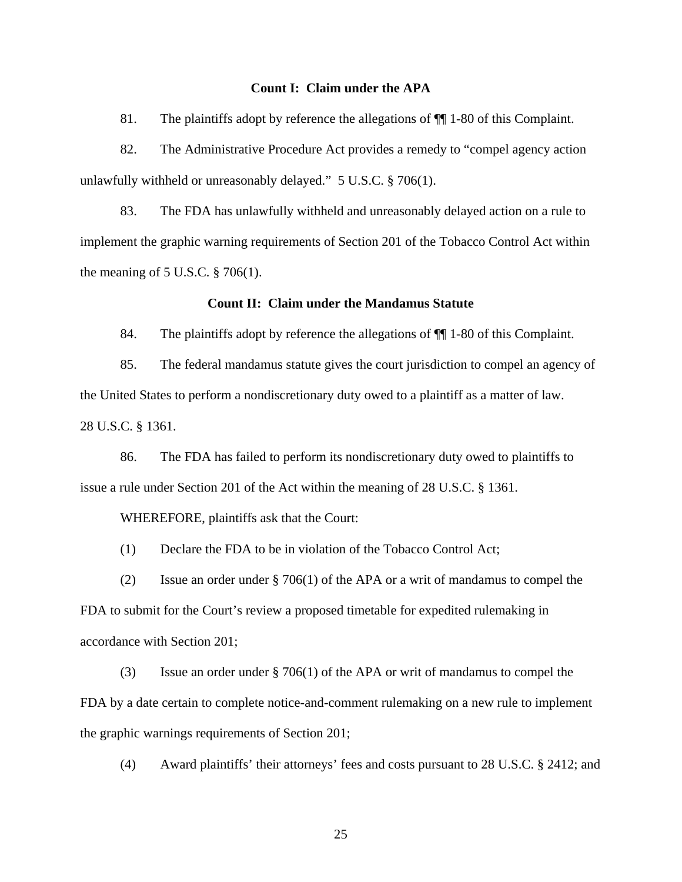**Count I: Claim under the APA**

81. The plaintiffs adopt by reference the allegations of ¶¶ 1-80 of this Complaint.

82. The Administrative Procedure Act provides a remedy to "compel agency action unlawfully withheld or unreasonably delayed." 5 U.S.C. § 706(1).

83. The FDA has unlawfully withheld and unreasonably delayed action on a rule to implement the graphic warning requirements of Section 201 of the Tobacco Control Act within the meaning of 5 U.S.C. § 706(1).

**Count II: Claim under the Mandamus Statute**

84. The plaintiffs adopt by reference the allegations of ¶¶ 1-80 of this Complaint.

85. The federal mandamus statute gives the court jurisdiction to compel an agency of the United States to perform a nondiscretionary duty owed to a plaintiff as a matter of law. 28 U.S.C. § 1361.

86. The FDA has failed to perform its nondiscretionary duty owed to plaintiffs to issue a rule under Section 201 of the Act within the meaning of 28 U.S.C. § 1361.

WHEREFORE, plaintiffs ask that the Court:

(1) Declare the FDA to be in violation of the Tobacco Control Act;

(2) Issue an order under § 706(1) of the APA or a writ of mandamus to compel the FDA to submit for the Court's review a proposed timetable for expedited rulemaking in accordance with Section 201;

(3) Issue an order under § 706(1) of the APA or writ of mandamus to compel the FDA by a date certain to complete notice-and-comment rulemaking on a new rule to implement the graphic warnings requirements of Section 201;

(4) Award plaintiffs' their attorneys' fees and costs pursuant to 28 U.S.C. § 2412; and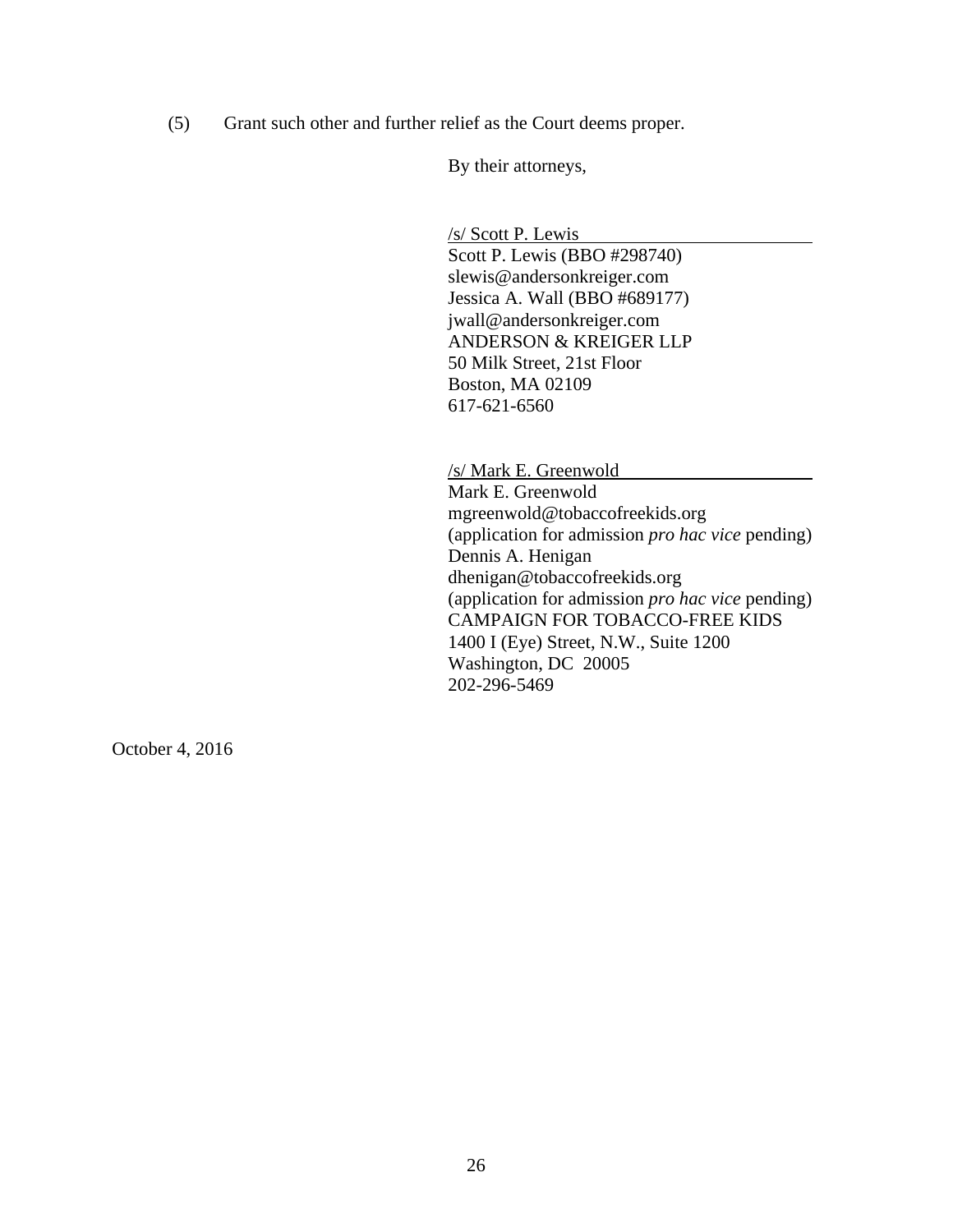(5) Grant such other and further relief as the Court deems proper.

By their attorneys,

/s/ Scott P. Lewis
Scott P. Lewis (BBO #298740)
slewis@andersonkreiger.com
Jessica A. Wall (BBO #689177)
jwall@andersonkreiger.com
ANDERSON & KREIGER LLP
50 Milk Street, 21st Floor
Boston, MA 02109
617-621-6560

/s/ Mark E. Greenwold
Mark E. Greenwold
mgreenwold@tobaccofreekids.org
(application for admission *pro hac vice* pending)
Dennis A. Henigan
dhenigan@tobaccofreekids.org
(application for admission *pro hac vice* pending)
CAMPAIGN FOR TOBACCO-FREE KIDS
1400 I (Eye) Street, N.W., Suite 1200
Washington, DC 20005
202-296-5469

October 4, 2016